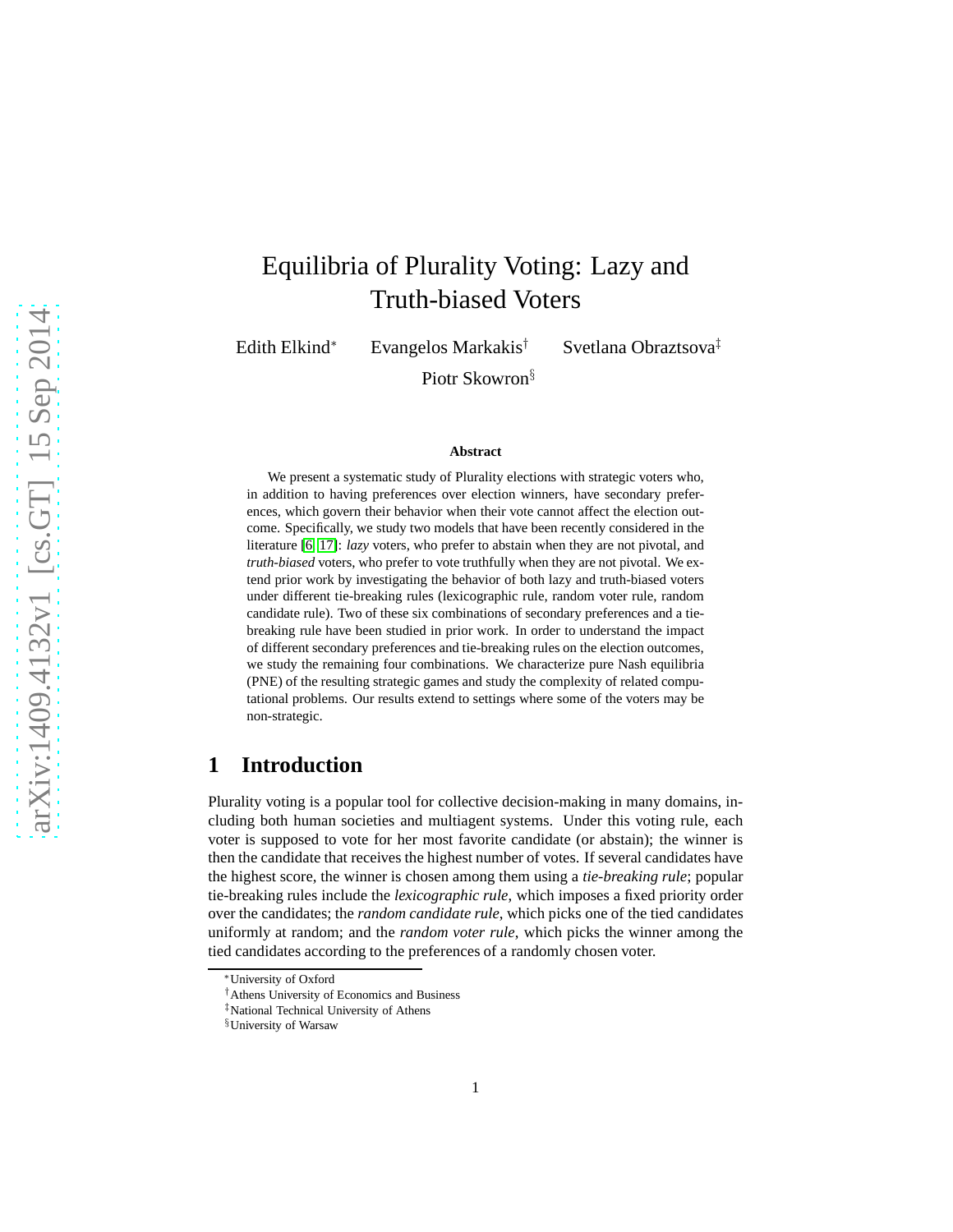# Equilibria of Plurality Voting: Lazy and Truth-biased Voters

Edith Elkind[*] Evangelos Markakis[†] Svetlana Obraztsova[‡]

Piotr Skowron[§]

**Abstract**

We present a systematic study of Plurality elections with strategic voters who, in addition to having preferences over election winners, have secondary preferences, which govern their behavior when their vote cannot affect the election outcome. Specifically, we study two models that have been recently considered in the literature [6, 17]: *lazy* voters, who prefer to abstain when they are not pivotal, and *truth-biased* voters, who prefer to vote truthfully when they are not pivotal. We extend prior work by investigating the behavior of both lazy and truth-biased voters under different tie-breaking rules (lexicographic rule, random voter rule, random candidate rule). Two of these six combinations of secondary preferences and a tie-breaking rule have been studied in prior work. In order to understand the impact of different secondary preferences and tie-breaking rules on the election outcomes, we study the remaining four combinations. We characterize pure Nash equilibria (PNE) of the resulting strategic games and study the complexity of related computational problems. Our results extend to settings where some of the voters may be non-strategic.

## 1 Introduction

Plurality voting is a popular tool for collective decision-making in many domains, including both human societies and multiagent systems. Under this voting rule, each voter is supposed to vote for her most favorite candidate (or abstain); the winner is then the candidate that receives the highest number of votes. If several candidates have the highest score, the winner is chosen among them using a *tie-breaking rule*; popular tie-breaking rules include the *lexicographic rule*, which imposes a fixed priority order over the candidates; the *random candidate rule*, which picks one of the tied candidates uniformly at random; and the *random voter rule*, which picks the winner among the tied candidates according to the preferences of a randomly chosen voter.

[*] University of Oxford

[†] Athens University of Economics and Business

[‡] National Technical University of Athens

[§] University of Warsaw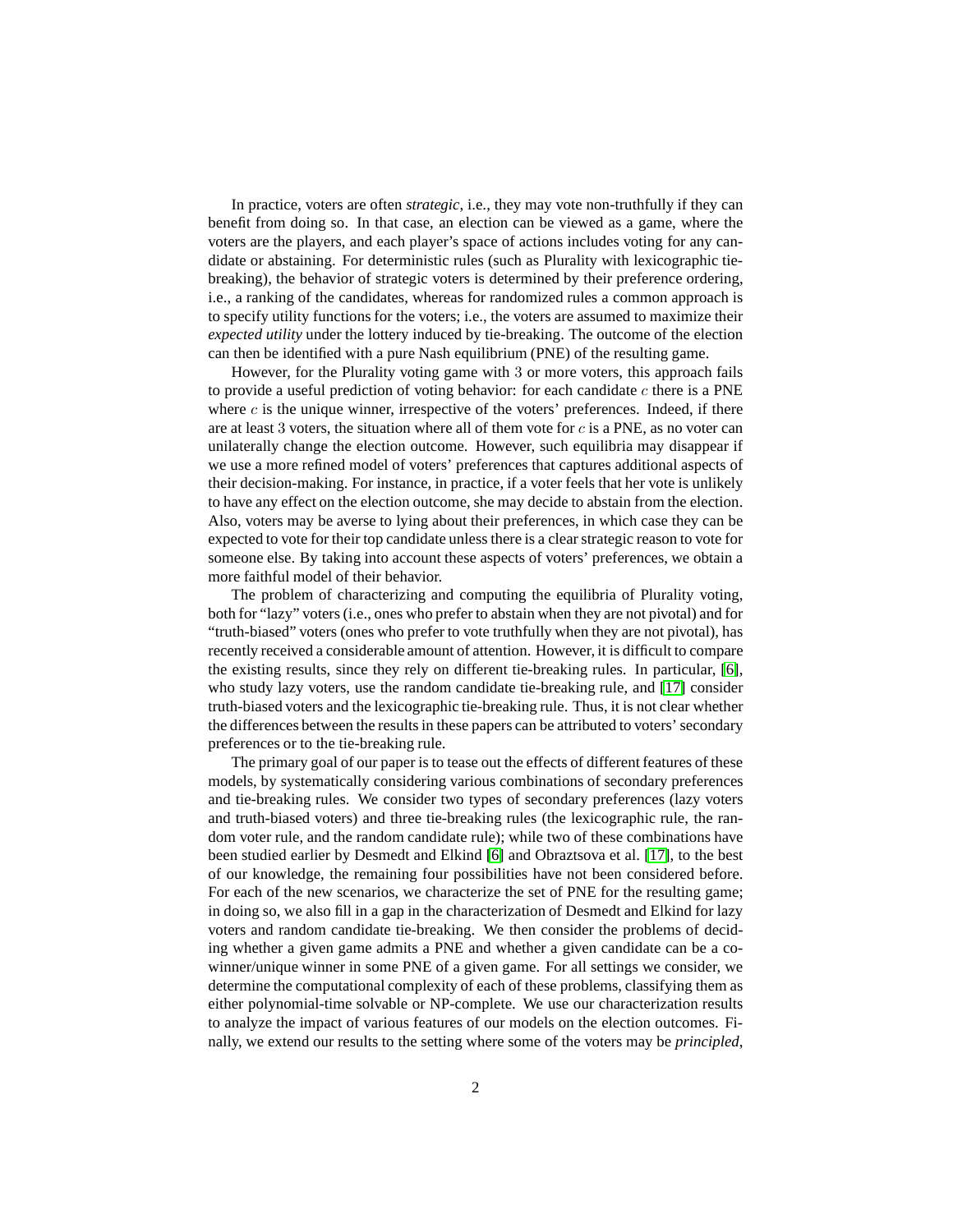In practice, voters are often *strategic*, i.e., they may vote non-truthfully if they can benefit from doing so. In that case, an election can be viewed as a game, where the voters are the players, and each player's space of actions includes voting for any candidate or abstaining. For deterministic rules (such as Plurality with lexicographic tie-breaking), the behavior of strategic voters is determined by their preference ordering, i.e., a ranking of the candidates, whereas for randomized rules a common approach is to specify utility functions for the voters; i.e., the voters are assumed to maximize their *expected utility* under the lottery induced by tie-breaking. The outcome of the election can then be identified with a pure Nash equilibrium (PNE) of the resulting game.

However, for the Plurality voting game with 3 or more voters, this approach fails to provide a useful prediction of voting behavior: for each candidate $c$ there is a PNE where $c$ is the unique winner, irrespective of the voters' preferences. Indeed, if there are at least 3 voters, the situation where all of them vote for $c$ is a PNE, as no voter can unilaterally change the election outcome. However, such equilibria may disappear if we use a more refined model of voters' preferences that captures additional aspects of their decision-making. For instance, in practice, if a voter feels that her vote is unlikely to have any effect on the election outcome, she may decide to abstain from the election. Also, voters may be averse to lying about their preferences, in which case they can be expected to vote for their top candidate unless there is a clear strategic reason to vote for someone else. By taking into account these aspects of voters' preferences, we obtain a more faithful model of their behavior.

The problem of characterizing and computing the equilibria of Plurality voting, both for "lazy" voters (i.e., ones who prefer to abstain when they are not pivotal) and for "truth-biased" voters (ones who prefer to vote truthfully when they are not pivotal), has recently received a considerable amount of attention. However, it is difficult to compare the existing results, since they rely on different tie-breaking rules. In particular, [6], who study lazy voters, use the random candidate tie-breaking rule, and [17] consider truth-biased voters and the lexicographic tie-breaking rule. Thus, it is not clear whether the differences between the results in these papers can be attributed to voters' secondary preferences or to the tie-breaking rule.

The primary goal of our paper is to tease out the effects of different features of these models, by systematically considering various combinations of secondary preferences and tie-breaking rules. We consider two types of secondary preferences (lazy voters and truth-biased voters) and three tie-breaking rules (the lexicographic rule, the random voter rule, and the random candidate rule); while two of these combinations have been studied earlier by Desmedt and Elkind [6] and Obraztsova et al. [17], to the best of our knowledge, the remaining four possibilities have not been considered before. For each of the new scenarios, we characterize the set of PNE for the resulting game; in doing so, we also fill in a gap in the characterization of Desmedt and Elkind for lazy voters and random candidate tie-breaking. We then consider the problems of deciding whether a given game admits a PNE and whether a given candidate can be a co-winner/unique winner in some PNE of a given game. For all settings we consider, we determine the computational complexity of each of these problems, classifying them as either polynomial-time solvable or NP-complete. We use our characterization results to analyze the impact of various features of our models on the election outcomes. Finally, we extend our results to the setting where some of the voters may be *principled*,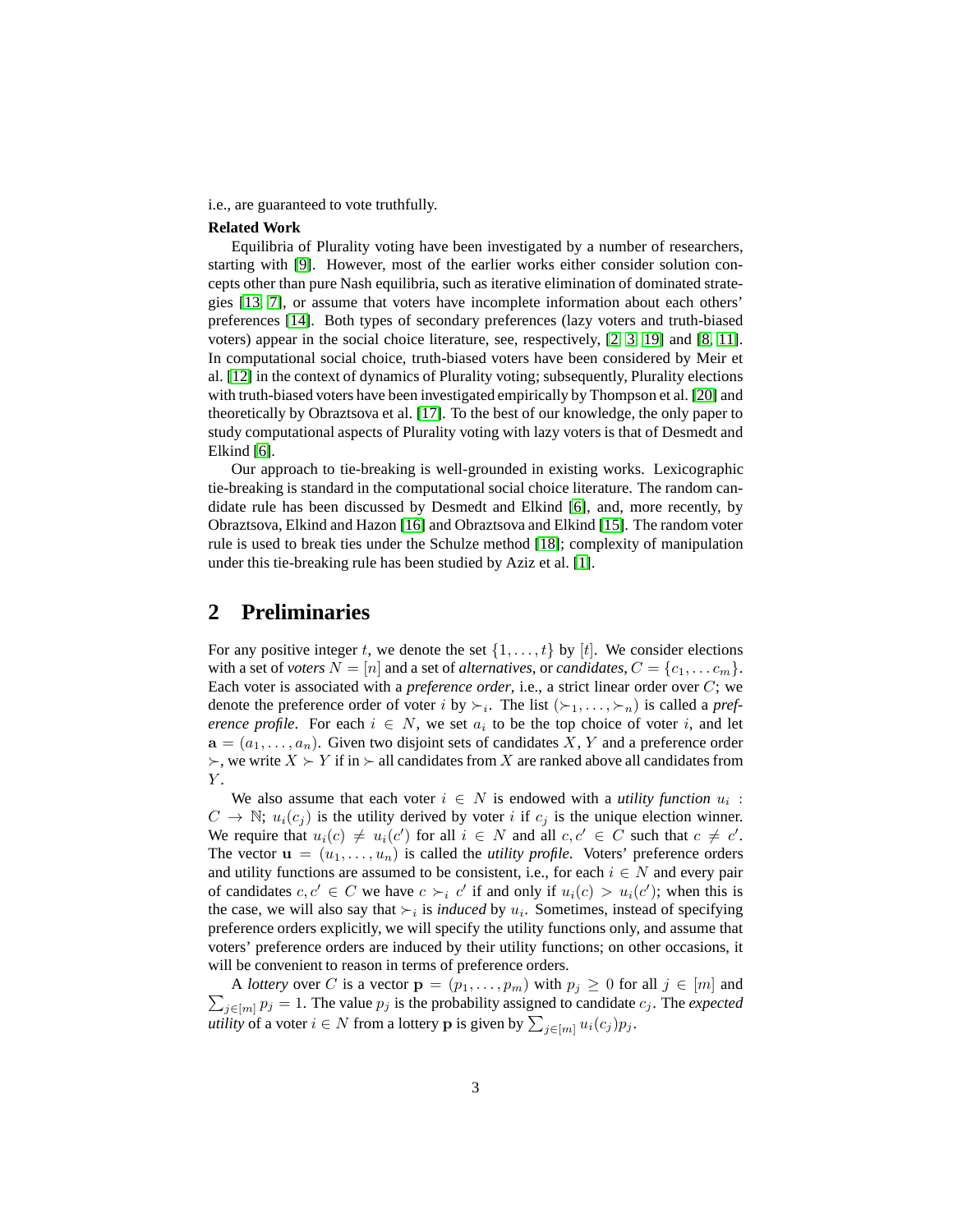i.e., are guaranteed to vote truthfully.

**Related Work**

Equilibria of Plurality voting have been investigated by a number of researchers, starting with [9]. However, most of the earlier works either consider solution concepts other than pure Nash equilibria, such as iterative elimination of dominated strategies [13, 7], or assume that voters have incomplete information about each others' preferences [14]. Both types of secondary preferences (lazy voters and truth-biased voters) appear in the social choice literature, see, respectively, [2, 3, 19] and [8, 11]. In computational social choice, truth-biased voters have been considered by Meir et al. [12] in the context of dynamics of Plurality voting; subsequently, Plurality elections with truth-biased voters have been investigated empirically by Thompson et al. [20] and theoretically by Obraztsova et al. [17]. To the best of our knowledge, the only paper to study computational aspects of Plurality voting with lazy voters is that of Desmedt and Elkind [6].

Our approach to tie-breaking is well-grounded in existing works. Lexicographic tie-breaking is standard in the computational social choice literature. The random candidate rule has been discussed by Desmedt and Elkind [6], and, more recently, by Obraztsova, Elkind and Hazon [16] and Obraztsova and Elkind [15]. The random voter rule is used to break ties under the Schulze method [18]; complexity of manipulation under this tie-breaking rule has been studied by Aziz et al. [1].

## 2 Preliminaries

For any positive integer $t$, we denote the set $\{1,\ldots,t\}$ by $[t]$. We consider elections with a set of *voters* $N=[n]$ and a set of *alternatives*, or *candidates*, $C=\{c_1,\ldots c_m\}$. Each voter is associated with a *preference order*, i.e., a strict linear order over $C$; we denote the preference order of voter $i$ by $\succ_i$. The list $(\succ_1,\ldots,\succ_n)$ is called a *preference profile*. For each $i\in N$, we set $a_i$ to be the top choice of voter $i$, and let $\mathbf{a}=(a_1,\ldots,a_n)$. Given two disjoint sets of candidates $X$, $Y$ and a preference order $\succ$, we write $X\succ Y$ if in $\succ$ all candidates from $X$ are ranked above all candidates from $Y$.

We also assume that each voter $i\in N$ is endowed with a *utility function* $u_i : C\to\mathbb{N}$; $u_i(c_j)$ is the utility derived by voter $i$ if $c_j$ is the unique election winner. We require that $u_i(c)\neq u_i(c')$ for all $i\in N$ and all $c,c'\in C$ such that $c\neq c'$. The vector $\mathbf{u}=(u_1,\ldots,u_n)$ is called the *utility profile*. Voters' preference orders and utility functions are assumed to be consistent, i.e., for each $i\in N$ and every pair of candidates $c,c'\in C$ we have $c\succ_i c'$ if and only if $u_i(c)>u_i(c')$; when this is the case, we will also say that $\succ_i$ is *induced* by $u_i$. Sometimes, instead of specifying preference orders explicitly, we will specify the utility functions only, and assume that voters' preference orders are induced by their utility functions; on other occasions, it will be convenient to reason in terms of preference orders.

A *lottery* over $C$ is a vector $\mathbf{p}=(p_1,\ldots,p_m)$ with $p_j\geq 0$ for all $j\in[m]$ and $\sum_{j\in[m]}p_j=1$. The value $p_j$ is the probability assigned to candidate $c_j$. The *expected utility* of a voter $i\in N$ from a lottery $\mathbf{p}$ is given by $\sum_{j\in[m]}u_i(c_j)p_j$.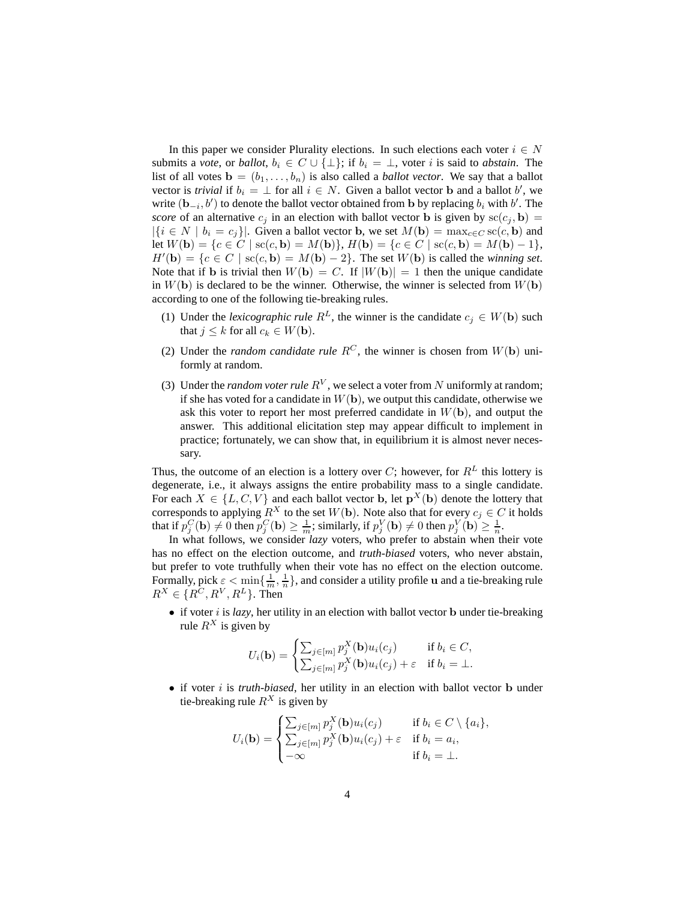In this paper we consider Plurality elections. In such elections each voter $i \in N$ submits a *vote*, or *ballot*, $b_i \in C \cup \{\bot\}$; if $b_i = \bot$, voter $i$ is said to *abstain*. The list of all votes $\mathbf{b} = (b_1, \dots, b_n)$ is also called a *ballot vector*. We say that a ballot vector is *trivial* if $b_i = \bot$ for all $i \in N$. Given a ballot vector $\mathbf{b}$ and a ballot $b'$, we write $(\mathbf{b}_{-i}, b')$ to denote the ballot vector obtained from $\mathbf{b}$ by replacing $b_i$ with $b'$. The *score* of an alternative $c_j$ in an election with ballot vector $\mathbf{b}$ is given by $\mathrm{sc}(c_j, \mathbf{b}) = |\{i \in N \mid b_i = c_j\}|$. Given a ballot vector $\mathbf{b}$, we set $M(\mathbf{b}) = \max_{c \in C} \mathrm{sc}(c, \mathbf{b})$ and let $W(\mathbf{b}) = \{c \in C \mid \mathrm{sc}(c, \mathbf{b}) = M(\mathbf{b})\}$, $H(\mathbf{b}) = \{c \in C \mid \mathrm{sc}(c, \mathbf{b}) = M(\mathbf{b}) - 1\}$, $H'(\mathbf{b}) = \{c \in C \mid \mathrm{sc}(c, \mathbf{b}) = M(\mathbf{b}) - 2\}$. The set $W(\mathbf{b})$ is called the *winning set*. Note that if $\mathbf{b}$ is trivial then $W(\mathbf{b}) = C$. If $|W(\mathbf{b})| = 1$ then the unique candidate in $W(\mathbf{b})$ is declared to be the winner. Otherwise, the winner is selected from $W(\mathbf{b})$ according to one of the following tie-breaking rules.

(1) Under the *lexicographic rule* $R^L$, the winner is the candidate $c_j \in W(\mathbf{b})$ such that $j \le k$ for all $c_k \in W(\mathbf{b})$.

(2) Under the *random candidate rule* $R^C$, the winner is chosen from $W(\mathbf{b})$ uniformly at random.

(3) Under the *random voter rule* $R^V$, we select a voter from $N$ uniformly at random; if she has voted for a candidate in $W(\mathbf{b})$, we output this candidate, otherwise we ask this voter to report her most preferred candidate in $W(\mathbf{b})$, and output the answer. This additional elicitation step may appear difficult to implement in practice; fortunately, we can show that, in equilibrium it is almost never necessary.

Thus, the outcome of an election is a lottery over $C$; however, for $R^L$ this lottery is degenerate, i.e., it always assigns the entire probability mass to a single candidate. For each $X \in \{L, C, V\}$ and each ballot vector $\mathbf{b}$, let $\mathbf{p}^X(\mathbf{b})$ denote the lottery that corresponds to applying $R^X$ to the set $W(\mathbf{b})$. Note also that for every $c_j \in C$ it holds that if $p^C_j(\mathbf{b}) \neq 0$ then $p^C_j(\mathbf{b}) \ge \frac{1}{m}$; similarly, if $p^V_j(\mathbf{b}) \neq 0$ then $p^V_j(\mathbf{b}) \ge \frac{1}{n}$.

In what follows, we consider *lazy* voters, who prefer to abstain when their vote has no effect on the election outcome, and *truth-biased* voters, who never abstain, but prefer to vote truthfully when their vote has no effect on the election outcome. Formally, pick $\varepsilon < \min\{\frac{1}{m}, \frac{1}{n}\}$, and consider a utility profile $\mathbf{u}$ and a tie-breaking rule $R^X \in \{R^C, R^V, R^L\}$. Then

- if voter $i$ is *lazy*, her utility in an election with ballot vector $\mathbf{b}$ under tie-breaking rule $R^X$ is given by

$$U_i(\mathbf{b}) = \begin{cases} \sum_{j \in [m]} p^X_j(\mathbf{b}) u_i(c_j) & \text{if } b_i \in C, \\ \sum_{j \in [m]} p^X_j(\mathbf{b}) u_i(c_j) + \varepsilon & \text{if } b_i = \bot. \end{cases}$$

- if voter $i$ is *truth-biased*, her utility in an election with ballot vector $\mathbf{b}$ under tie-breaking rule $R^X$ is given by

$$U_i(\mathbf{b}) = \begin{cases} \sum_{j \in [m]} p^X_j(\mathbf{b}) u_i(c_j) & \text{if } b_i \in C \setminus \{a_i\}, \\ \sum_{j \in [m]} p^X_j(\mathbf{b}) u_i(c_j) + \varepsilon & \text{if } b_i = a_i, \\ -\infty & \text{if } b_i = \bot. \end{cases}$$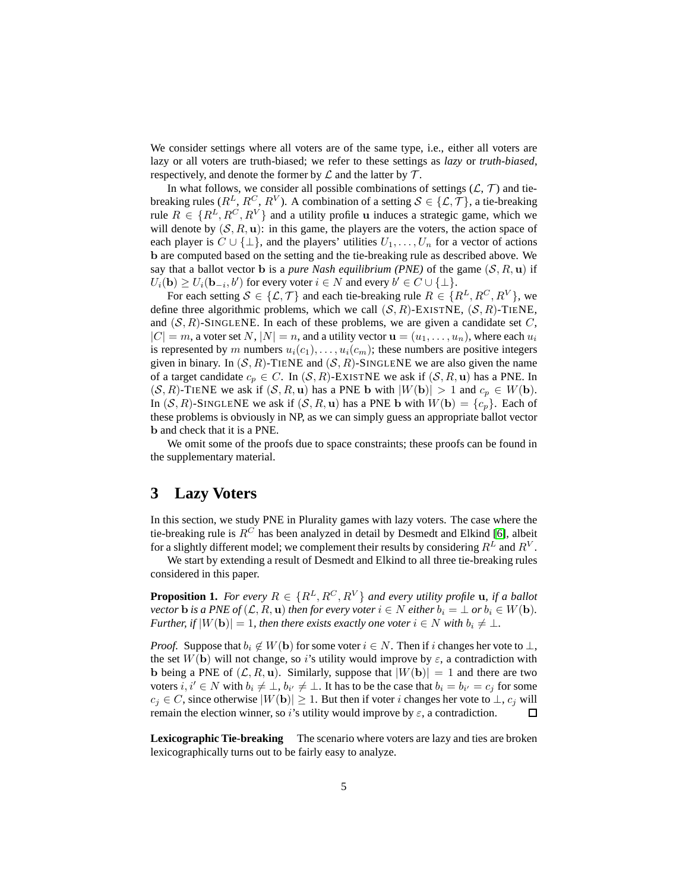We consider settings where all voters are of the same type, i.e., either all voters are lazy or all voters are truth-biased; we refer to these settings as *lazy* or *truth-biased*, respectively, and denote the former by $\mathcal{L}$ and the latter by $\mathcal{T}$.

In what follows, we consider all possible combinations of settings ($\mathcal{L}$, $\mathcal{T}$) and tie-breaking rules ($R^L$, $R^C$, $R^V$). A combination of a setting $\mathcal{S} \in \{\mathcal{L}, \mathcal{T}\}$, a tie-breaking rule $R \in \{R^L, R^C, R^V\}$ and a utility profile $\mathbf{u}$ induces a strategic game, which we will denote by $(\mathcal{S}, R, \mathbf{u})$: in this game, the players are the voters, the action space of each player is $C \cup \{\perp\}$, and the players' utilities $U_1, \dots, U_n$ for a vector of actions $\mathbf{b}$ are computed based on the setting and the tie-breaking rule as described above. We say that a ballot vector $\mathbf{b}$ is a *pure Nash equilibrium (PNE)* of the game $(\mathcal{S}, R, \mathbf{u})$ if $U_i(\mathbf{b}) \geq U_i(\mathbf{b}_{-i}, b')$ for every voter $i \in N$ and every $b' \in C \cup \{\perp\}$.

For each setting $\mathcal{S} \in \{\mathcal{L}, \mathcal{T}\}$ and each tie-breaking rule $R \in \{R^L, R^C, R^V\}$, we define three algorithmic problems, which we call $(\mathcal{S}, R)$-ExistNE, $(\mathcal{S}, R)$-TieNE, and $(\mathcal{S}, R)$-SingleNE. In each of these problems, we are given a candidate set $C$, $|C| = m$, a voter set $N$, $|N| = n$, and a utility vector $\mathbf{u} = (u_1, \dots, u_n)$, where each $u_i$ is represented by $m$ numbers $u_i(c_1), \dots, u_i(c_m)$; these numbers are positive integers given in binary. In $(\mathcal{S}, R)$-TieNE and $(\mathcal{S}, R)$-SingleNE we are also given the name of a target candidate $c_p \in C$. In $(\mathcal{S}, R)$-ExistNE we ask if $(\mathcal{S}, R, \mathbf{u})$ has a PNE. In $(\mathcal{S}, R)$-TieNE we ask if $(\mathcal{S}, R, \mathbf{u})$ has a PNE $\mathbf{b}$ with $|W(\mathbf{b})| > 1$ and $c_p \in W(\mathbf{b})$. In $(\mathcal{S}, R)$-SingleNE we ask if $(\mathcal{S}, R, \mathbf{u})$ has a PNE $\mathbf{b}$ with $W(\mathbf{b}) = \{c_p\}$. Each of these problems is obviously in NP, as we can simply guess an appropriate ballot vector $\mathbf{b}$ and check that it is a PNE.

We omit some of the proofs due to space constraints; these proofs can be found in the supplementary material.

## 3 Lazy Voters

In this section, we study PNE in Plurality games with lazy voters. The case where the tie-breaking rule is $R^C$ has been analyzed in detail by Desmedt and Elkind [6], albeit for a slightly different model; we complement their results by considering $R^L$ and $R^V$.

We start by extending a result of Desmedt and Elkind to all three tie-breaking rules considered in this paper.

**Proposition 1.** *For every $R \in \{R^L, R^C, R^V\}$ and every utility profile $\mathbf{u}$, if a ballot vector $\mathbf{b}$ is a PNE of $(\mathcal{L}, R, \mathbf{u})$ then for every voter $i \in N$ either $b_i = \perp$ or $b_i \in W(\mathbf{b})$. Further, if $|W(\mathbf{b})| = 1$, then there exists exactly one voter $i \in N$ with $b_i \neq \perp$.*

*Proof.* Suppose that $b_i \notin W(\mathbf{b})$ for some voter $i \in N$. Then if $i$ changes her vote to $\perp$, the set $W(\mathbf{b})$ will not change, so $i$'s utility would improve by $\varepsilon$, a contradiction with $\mathbf{b}$ being a PNE of $(\mathcal{L}, R, \mathbf{u})$. Similarly, suppose that $|W(\mathbf{b})| = 1$ and there are two voters $i, i' \in N$ with $b_i \neq \perp$, $b_{i'} \neq \perp$. It has to be the case that $b_i = b_{i'} = c_j$ for some $c_j \in C$, since otherwise $|W(\mathbf{b})| \geq 1$. But then if voter $i$ changes her vote to $\perp$, $c_j$ will remain the election winner, so $i$'s utility would improve by $\varepsilon$, a contradiction. □

**Lexicographic Tie-breaking** The scenario where voters are lazy and ties are broken lexicographically turns out to be fairly easy to analyze.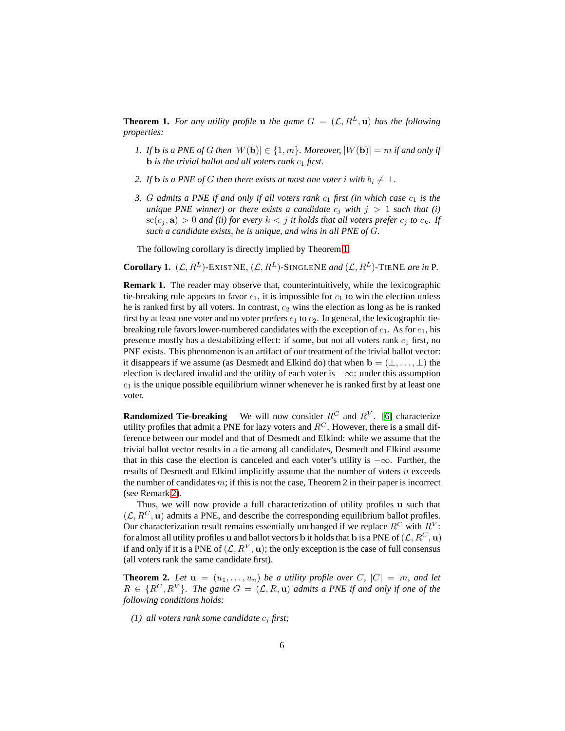**Theorem 1.** *For any utility profile* $\mathbf{u}$ *the game* $G = (\mathcal{L}, R^L, \mathbf{u})$ *has the following properties:*

1. *If* $\mathbf{b}$ *is a PNE of* $G$ *then* $|W(\mathbf{b})| \in \{1, m\}$*. Moreover,* $|W(\mathbf{b})| = m$ *if and only if* $\mathbf{b}$ *is the trivial ballot and all voters rank* $c_1$ *first.*
2. *If* $\mathbf{b}$ *is a PNE of* $G$ *then there exists at most one voter* $i$ *with* $b_i \neq \perp$*.*
3. $G$ *admits a PNE if and only if all voters rank* $c_1$ *first (in which case* $c_1$ *is the unique PNE winner) or there exists a candidate* $c_j$ *with* $j > 1$ *such that (i)* $\mathrm{sc}(c_j, \mathbf{a}) > 0$ *and (ii) for every* $k < j$ *it holds that all voters prefer* $c_j$ *to* $c_k$*. If such a candidate exists, he is unique, and wins in all PNE of* $G$*.*

The following corollary is directly implied by Theorem 1.

**Corollary 1.** $(\mathcal{L}, R^L)$-ExistNE*,* $(\mathcal{L}, R^L)$-SingleNE *and* $(\mathcal{L}, R^L)$-TieNE *are in* P.

**Remark 1.** The reader may observe that, counterintuitively, while the lexicographic tie-breaking rule appears to favor $c_1$, it is impossible for $c_1$ to win the election unless he is ranked first by all voters. In contrast, $c_2$ wins the election as long as he is ranked first by at least one voter and no voter prefers $c_1$ to $c_2$. In general, the lexicographic tie-breaking rule favors lower-numbered candidates with the exception of $c_1$. As for $c_1$, his presence mostly has a destabilizing effect: if some, but not all voters rank $c_1$ first, no PNE exists. This phenomenon is an artifact of our treatment of the trivial ballot vector: it disappears if we assume (as Desmedt and Elkind do) that when $\mathbf{b} = (\perp, \ldots, \perp)$ the election is declared invalid and the utility of each voter is $-\infty$: under this assumption $c_1$ is the unique possible equilibrium winner whenever he is ranked first by at least one voter.

**Randomized Tie-breaking** We will now consider $R^C$ and $R^V$. [6] characterize utility profiles that admit a PNE for lazy voters and $R^C$. However, there is a small difference between our model and that of Desmedt and Elkind: while we assume that the trivial ballot vector results in a tie among all candidates, Desmedt and Elkind assume that in this case the election is canceled and each voter's utility is $-\infty$. Further, the results of Desmedt and Elkind implicitly assume that the number of voters $n$ exceeds the number of candidates $m$; if this is not the case, Theorem 2 in their paper is incorrect (see Remark 2).

Thus, we will now provide a full characterization of utility profiles $\mathbf{u}$ such that $(\mathcal{L}, R^C, \mathbf{u})$ admits a PNE, and describe the corresponding equilibrium ballot profiles. Our characterization result remains essentially unchanged if we replace $R^C$ with $R^V$: for almost all utility profiles $\mathbf{u}$ and ballot vectors $\mathbf{b}$ it holds that $\mathbf{b}$ is a PNE of $(\mathcal{L}, R^C, \mathbf{u})$ if and only if it is a PNE of $(\mathcal{L}, R^V, \mathbf{u})$; the only exception is the case of full consensus (all voters rank the same candidate first).

**Theorem 2.** *Let* $\mathbf{u} = (u_1, \ldots, u_n)$ *be a utility profile over* $C$*,* $|C| = m$*, and let* $R \in \{R^C, R^V\}$*. The game* $G = (\mathcal{L}, R, \mathbf{u})$ *admits a PNE if and only if one of the following conditions holds:*

*(1) all voters rank some candidate* $c_j$ *first;*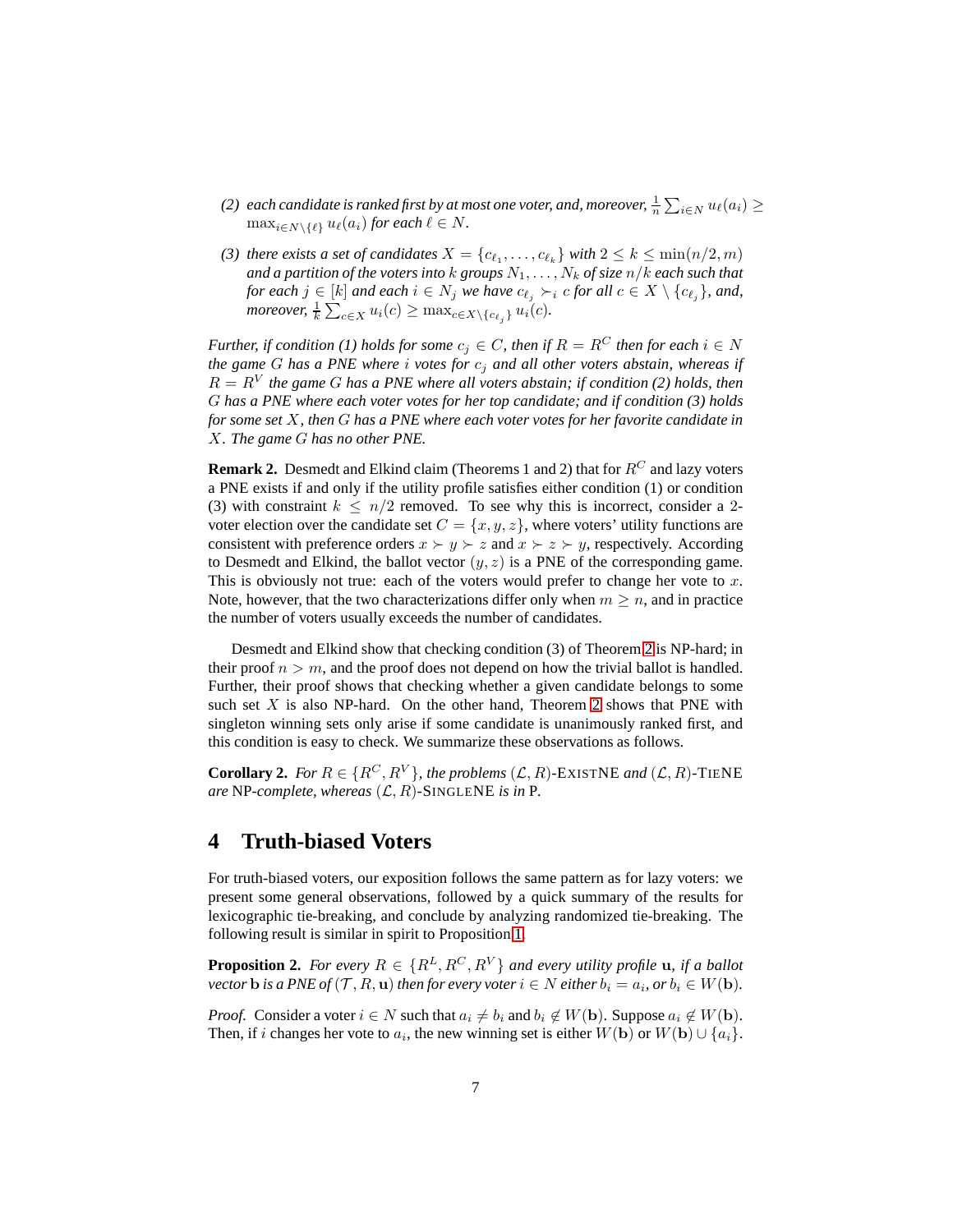*(2) each candidate is ranked first by at most one voter, and, moreover, $\frac{1}{n}\sum_{i\in N} u_\ell(a_i) \geq \max_{i\in N\setminus\{\ell\}} u_\ell(a_i)$ for each $\ell \in N$.*

*(3) there exists a set of candidates $X = \{c_{\ell_1}, \ldots, c_{\ell_k}\}$ with $2 \leq k \leq \min(n/2, m)$ and a partition of the voters into $k$ groups $N_1, \ldots, N_k$ of size $n/k$ each such that for each $j \in [k]$ and each $i \in N_j$ we have $c_{\ell_j} \succ_i c$ for all $c \in X \setminus \{c_{\ell_j}\}$, and, moreover, $\frac{1}{k}\sum_{c\in X} u_i(c) \geq \max_{c\in X\setminus\{c_{\ell_j}\}} u_i(c)$.*

*Further, if condition (1) holds for some $c_j \in C$, then if $R = R^C$ then for each $i \in N$ the game $G$ has a PNE where $i$ votes for $c_j$ and all other voters abstain, whereas if $R = R^V$ the game $G$ has a PNE where all voters abstain; if condition (2) holds, then $G$ has a PNE where each voter votes for her top candidate; and if condition (3) holds for some set $X$, then $G$ has a PNE where each voter votes for her favorite candidate in $X$. The game $G$ has no other PNE.*

**Remark 2.** Desmedt and Elkind claim (Theorems 1 and 2) that for $R^C$ and lazy voters a PNE exists if and only if the utility profile satisfies either condition (1) or condition (3) with constraint $k \leq n/2$ removed. To see why this is incorrect, consider a 2-voter election over the candidate set $C = \{x, y, z\}$, where voters' utility functions are consistent with preference orders $x \succ y \succ z$ and $x \succ z \succ y$, respectively. According to Desmedt and Elkind, the ballot vector $(y, z)$ is a PNE of the corresponding game. This is obviously not true: each of the voters would prefer to change her vote to $x$. Note, however, that the two characterizations differ only when $m \geq n$, and in practice the number of voters usually exceeds the number of candidates.

Desmedt and Elkind show that checking condition (3) of Theorem 2 is NP-hard; in their proof $n > m$, and the proof does not depend on how the trivial ballot is handled. Further, their proof shows that checking whether a given candidate belongs to some such set $X$ is also NP-hard. On the other hand, Theorem 2 shows that PNE with singleton winning sets only arise if some candidate is unanimously ranked first, and this condition is easy to check. We summarize these observations as follows.

**Corollary 2.** *For $R \in \{R^C, R^V\}$, the problems $(\mathcal{L}, R)$-ExistNE and $(\mathcal{L}, R)$-TieNE are NP-complete, whereas $(\mathcal{L}, R)$-SingleNE is in P.*

# 4 Truth-biased Voters

For truth-biased voters, our exposition follows the same pattern as for lazy voters: we present some general observations, followed by a quick summary of the results for lexicographic tie-breaking, and conclude by analyzing randomized tie-breaking. The following result is similar in spirit to Proposition 1.

**Proposition 2.** *For every $R \in \{R^L, R^C, R^V\}$ and every utility profile $\mathbf{u}$, if a ballot vector $\mathbf{b}$ is a PNE of $(\mathcal{T}, R, \mathbf{u})$ then for every voter $i \in N$ either $b_i = a_i$, or $b_i \in W(\mathbf{b})$.*

*Proof.* Consider a voter $i \in N$ such that $a_i \neq b_i$ and $b_i \notin W(\mathbf{b})$. Suppose $a_i \notin W(\mathbf{b})$. Then, if $i$ changes her vote to $a_i$, the new winning set is either $W(\mathbf{b})$ or $W(\mathbf{b}) \cup \{a_i\}$.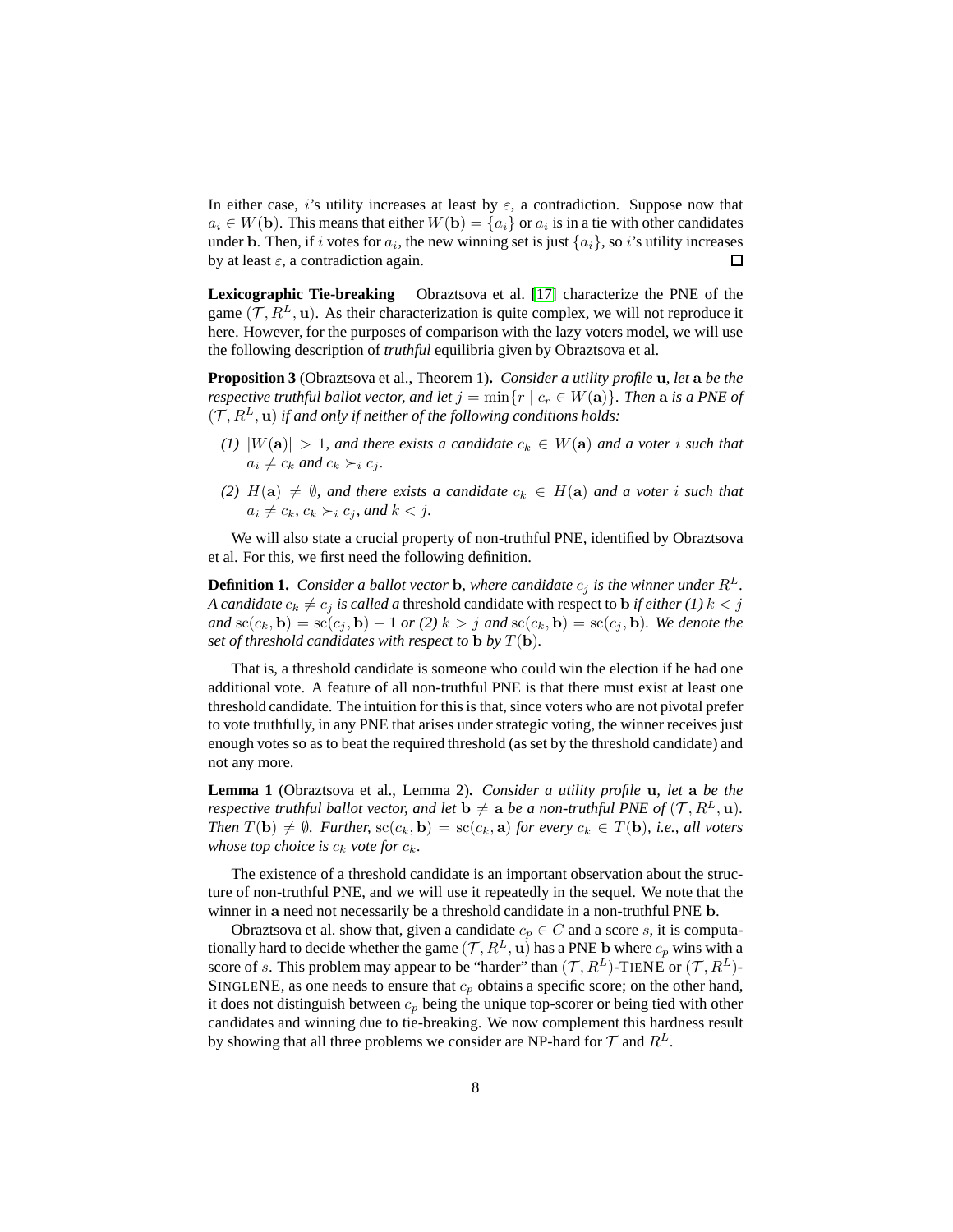In either case, $i$'s utility increases at least by $\varepsilon$, a contradiction. Suppose now that $a_i \in W(\mathbf{b})$. This means that either $W(\mathbf{b}) = \{a_i\}$ or $a_i$ is in a tie with other candidates under $\mathbf{b}$. Then, if $i$ votes for $a_i$, the new winning set is just $\{a_i\}$, so $i$'s utility increases by at least $\varepsilon$, a contradiction again. ◻

**Lexicographic Tie-breaking** Obraztsova et al. [17] characterize the PNE of the game $(\mathcal{T}, R^L, \mathbf{u})$. As their characterization is quite complex, we will not reproduce it here. However, for the purposes of comparison with the lazy voters model, we will use the following description of *truthful* equilibria given by Obraztsova et al.

**Proposition 3** (Obraztsova et al., Theorem 1)**.** *Consider a utility profile* $\mathbf{u}$*, let* $\mathbf{a}$ *be the respective truthful ballot vector, and let* $j = \min\{r \mid c_r \in W(\mathbf{a})\}$*. Then* $\mathbf{a}$ *is a PNE of* $(\mathcal{T}, R^L, \mathbf{u})$ *if and only if neither of the following conditions holds:*

*(1)* $|W(\mathbf{a})| > 1$*, and there exists a candidate* $c_k \in W(\mathbf{a})$ *and a voter* $i$ *such that* $a_i \neq c_k$ *and* $c_k \succ_i c_j$*.*

*(2)* $H(\mathbf{a}) \neq \emptyset$*, and there exists a candidate* $c_k \in H(\mathbf{a})$ *and a voter* $i$ *such that* $a_i \neq c_k$*,* $c_k \succ_i c_j$*, and* $k < j$*.*

We will also state a crucial property of non-truthful PNE, identified by Obraztsova et al. For this, we first need the following definition.

**Definition 1.** *Consider a ballot vector* $\mathbf{b}$*, where candidate* $c_j$ *is the winner under* $R^L$*. A candidate* $c_k \neq c_j$ *is called a* threshold candidate *with respect to* $\mathbf{b}$ *if either (1)* $k < j$ *and* $\mathrm{sc}(c_k, \mathbf{b}) = \mathrm{sc}(c_j, \mathbf{b}) - 1$ *or (2)* $k > j$ *and* $\mathrm{sc}(c_k, \mathbf{b}) = \mathrm{sc}(c_j, \mathbf{b})$*. We denote the set of threshold candidates with respect to* $\mathbf{b}$ *by* $T(\mathbf{b})$*.*

That is, a threshold candidate is someone who could win the election if he had one additional vote. A feature of all non-truthful PNE is that there must exist at least one threshold candidate. The intuition for this is that, since voters who are not pivotal prefer to vote truthfully, in any PNE that arises under strategic voting, the winner receives just enough votes so as to beat the required threshold (as set by the threshold candidate) and not any more.

**Lemma 1** (Obraztsova et al., Lemma 2)**.** *Consider a utility profile* $\mathbf{u}$*, let* $\mathbf{a}$ *be the respective truthful ballot vector, and let* $\mathbf{b} \neq \mathbf{a}$ *be a non-truthful PNE of* $(\mathcal{T}, R^L, \mathbf{u})$*. Then* $T(\mathbf{b}) \neq \emptyset$*. Further,* $\mathrm{sc}(c_k, \mathbf{b}) = \mathrm{sc}(c_k, \mathbf{a})$ *for every* $c_k \in T(\mathbf{b})$*, i.e., all voters whose top choice is* $c_k$ *vote for* $c_k$*.*

The existence of a threshold candidate is an important observation about the structure of non-truthful PNE, and we will use it repeatedly in the sequel. We note that the winner in $\mathbf{a}$ need not necessarily be a threshold candidate in a non-truthful PNE $\mathbf{b}$.

Obraztsova et al. show that, given a candidate $c_p \in C$ and a score $s$, it is computationally hard to decide whether the game $(\mathcal{T}, R^L, \mathbf{u})$ has a PNE $\mathbf{b}$ where $c_p$ wins with a score of $s$. This problem may appear to be "harder" than $(\mathcal{T}, R^L)$-TIENE or $(\mathcal{T}, R^L)$-SINGLENE, as one needs to ensure that $c_p$ obtains a specific score; on the other hand, it does not distinguish between $c_p$ being the unique top-scorer or being tied with other candidates and winning due to tie-breaking. We now complement this hardness result by showing that all three problems we consider are NP-hard for $\mathcal{T}$ and $R^L$.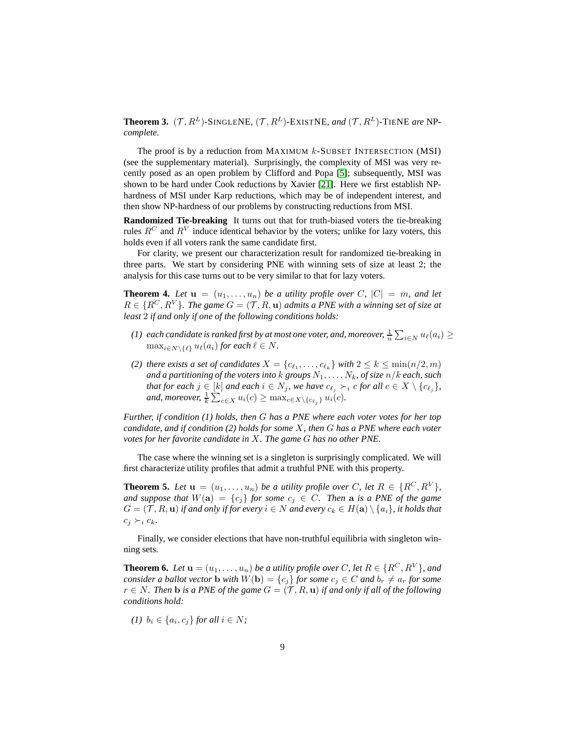**Theorem 3.** *$(\mathcal{T}, R^L)$-SINGLENE, $(\mathcal{T}, R^L)$-EXISTNE, and $(\mathcal{T}, R^L)$-TIENE are NP-complete.*

The proof is by a reduction from MAXIMUM $k$-SUBSET INTERSECTION (MSI) (see the supplementary material). Surprisingly, the complexity of MSI was very recently posed as an open problem by Clifford and Popa [5]; subsequently, MSI was shown to be hard under Cook reductions by Xavier [21]. Here we first establish NP-hardness of MSI under Karp reductions, which may be of independent interest, and then show NP-hardness of our problems by constructing reductions from MSI.

**Randomized Tie-breaking** It turns out that for truth-biased voters the tie-breaking rules $R^C$ and $R^V$ induce identical behavior by the voters; unlike for lazy voters, this holds even if all voters rank the same candidate first.

For clarity, we present our characterization result for randomized tie-breaking in three parts. We start by considering PNE with winning sets of size at least 2; the analysis for this case turns out to be very similar to that for lazy voters.

**Theorem 4.** *Let $\mathbf{u} = (u_1, \ldots, u_n)$ be a utility profile over $C$, $|C| = m$, and let $R \in \{R^C, R^V\}$. The game $G = (\mathcal{T}, R, \mathbf{u})$ admits a PNE with a winning set of size at least 2 if and only if one of the following conditions holds:*

*(1) each candidate is ranked first by at most one voter, and, moreover, $\frac{1}{n}\sum_{i \in N} u_\ell(a_i) \geq \max_{i \in N \setminus \{\ell\}} u_\ell(a_i)$ for each $\ell \in N$.*

*(2) there exists a set of candidates $X = \{c_{\ell_1}, \ldots, c_{\ell_k}\}$ with $2 \leq k \leq \min(n/2, m)$ and a partitioning of the voters into $k$ groups $N_1, \ldots, N_k$, of size $n/k$ each, such that for each $j \in [k]$ and each $i \in N_j$, we have $c_{\ell_j} \succ_i c$ for all $c \in X \setminus \{c_{\ell_j}\}$, and, moreover, $\frac{1}{k}\sum_{c \in X} u_i(c) \geq \max_{c \in X \setminus \{c_{\ell_j}\}} u_i(c)$.*

*Further, if condition (1) holds, then $G$ has a PNE where each voter votes for her top candidate, and if condition (2) holds for some $X$, then $G$ has a PNE where each voter votes for her favorite candidate in $X$. The game $G$ has no other PNE.*

The case where the winning set is a singleton is surprisingly complicated. We will first characterize utility profiles that admit a truthful PNE with this property.

**Theorem 5.** *Let $\mathbf{u} = (u_1, \ldots, u_n)$ be a utility profile over $C$, let $R \in \{R^C, R^V\}$, and suppose that $W(\mathbf{a}) = \{c_j\}$ for some $c_j \in C$. Then $\mathbf{a}$ is a PNE of the game $G = (\mathcal{T}, R, \mathbf{u})$ if and only if for every $i \in N$ and every $c_k \in H(\mathbf{a}) \setminus \{a_i\}$, it holds that $c_j \succ_i c_k$.*

Finally, we consider elections that have non-truthful equilibria with singleton winning sets.

**Theorem 6.** *Let $\mathbf{u} = (u_1, \ldots, u_n)$ be a utility profile over $C$, let $R \in \{R^C, R^V\}$, and consider a ballot vector $\mathbf{b}$ with $W(\mathbf{b}) = \{c_j\}$ for some $c_j \in C$ and $b_r \neq a_r$ for some $r \in N$. Then $\mathbf{b}$ is a PNE of the game $G = (\mathcal{T}, R, \mathbf{u})$ if and only if all of the following conditions hold:*

*(1) $b_i \in \{a_i, c_j\}$ for all $i \in N$;*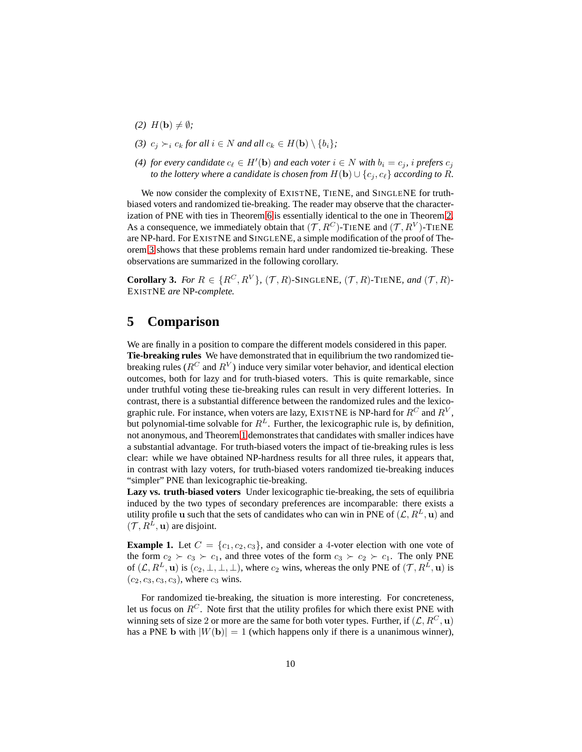*(2)* $H(\mathbf{b}) \neq \emptyset$*;*

*(3)* $c_j \succ_i c_k$ *for all* $i \in N$ *and all* $c_k \in H(\mathbf{b}) \setminus \{b_i\}$*;*

*(4) for every candidate* $c_\ell \in H'(\mathbf{b})$ *and each voter* $i \in N$ *with* $b_i = c_j$*, i prefers* $c_j$ *to the lottery where a candidate is chosen from* $H(\mathbf{b}) \cup \{c_j, c_\ell\}$ *according to* $R$*.*

We now consider the complexity of EXISTNE, TIENE, and SINGLENE for truth-biased voters and randomized tie-breaking. The reader may observe that the characterization of PNE with ties in Theorem 6 is essentially identical to the one in Theorem 2. As a consequence, we immediately obtain that $(\mathcal{T}, R^C)$-TIENE and $(\mathcal{T}, R^V)$-TIENE are NP-hard. For EXISTNE and SINGLENE, a simple modification of the proof of Theorem 3 shows that these problems remain hard under randomized tie-breaking. These observations are summarized in the following corollary.

**Corollary 3.** *For* $R \in \{R^C, R^V\}$*,* $(\mathcal{T}, R)$*-SINGLENE,* $(\mathcal{T}, R)$*-TIENE, and* $(\mathcal{T}, R)$*-EXISTNE are* NP*-complete.*

## 5 Comparison

We are finally in a position to compare the different models considered in this paper.

**Tie-breaking rules** We have demonstrated that in equilibrium the two randomized tie-breaking rules ($R^C$ and $R^V$) induce very similar voter behavior, and identical election outcomes, both for lazy and for truth-biased voters. This is quite remarkable, since under truthful voting these tie-breaking rules can result in very different lotteries. In contrast, there is a substantial difference between the randomized rules and the lexicographic rule. For instance, when voters are lazy, EXISTNE is NP-hard for $R^C$ and $R^V$, but polynomial-time solvable for $R^L$. Further, the lexicographic rule is, by definition, not anonymous, and Theorem 1 demonstrates that candidates with smaller indices have a substantial advantage. For truth-biased voters the impact of tie-breaking rules is less clear: while we have obtained NP-hardness results for all three rules, it appears that, in contrast with lazy voters, for truth-biased voters randomized tie-breaking induces "simpler" PNE than lexicographic tie-breaking.

**Lazy vs. truth-biased voters** Under lexicographic tie-breaking, the sets of equilibria induced by the two types of secondary preferences are incomparable: there exists a utility profile $\mathbf{u}$ such that the sets of candidates who can win in PNE of $(\mathcal{L}, R^L, \mathbf{u})$ and $(\mathcal{T}, R^L, \mathbf{u})$ are disjoint.

**Example 1.** Let $C = \{c_1, c_2, c_3\}$, and consider a 4-voter election with one vote of the form $c_2 \succ c_3 \succ c_1$, and three votes of the form $c_3 \succ c_2 \succ c_1$. The only PNE of $(\mathcal{L}, R^L, \mathbf{u})$ is $(c_2, \perp, \perp, \perp)$, where $c_2$ wins, whereas the only PNE of $(\mathcal{T}, R^L, \mathbf{u})$ is $(c_2, c_3, c_3, c_3)$, where $c_3$ wins.

For randomized tie-breaking, the situation is more interesting. For concreteness, let us focus on $R^C$. Note first that the utility profiles for which there exist PNE with winning sets of size 2 or more are the same for both voter types. Further, if $(\mathcal{L}, R^C, \mathbf{u})$ has a PNE $\mathbf{b}$ with $|W(\mathbf{b})| = 1$ (which happens only if there is a unanimous winner),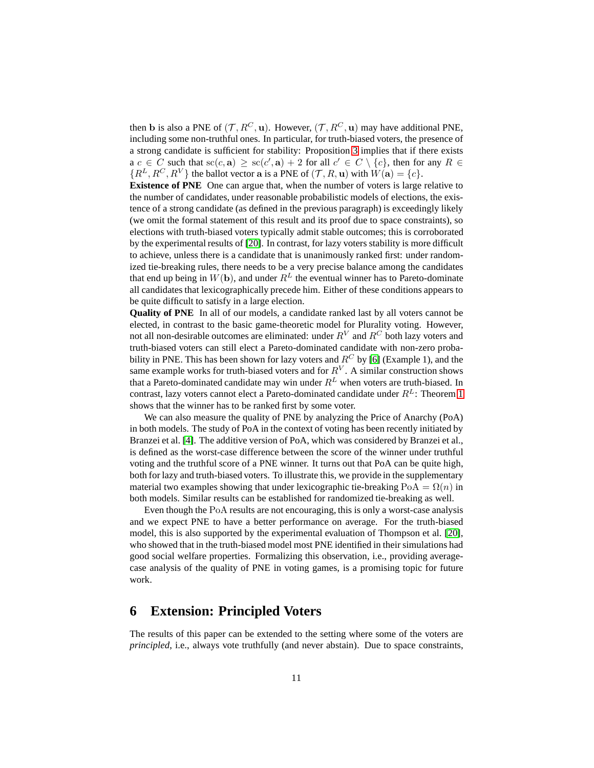then $\mathbf{b}$ is also a PNE of $(\mathcal{T}, R^C, \mathbf{u})$. However, $(\mathcal{T}, R^C, \mathbf{u})$ may have additional PNE, including some non-truthful ones. In particular, for truth-biased voters, the presence of a strong candidate is sufficient for stability: Proposition 3 implies that if there exists a $c \in C$ such that $\mathrm{sc}(c, \mathbf{a}) \geq \mathrm{sc}(c', \mathbf{a}) + 2$ for all $c' \in C \setminus \{c\}$, then for any $R \in \{R^L, R^C, R^V\}$ the ballot vector $\mathbf{a}$ is a PNE of $(\mathcal{T}, R, \mathbf{u})$ with $W(\mathbf{a}) = \{c\}$.

**Existence of PNE** One can argue that, when the number of voters is large relative to the number of candidates, under reasonable probabilistic models of elections, the existence of a strong candidate (as defined in the previous paragraph) is exceedingly likely (we omit the formal statement of this result and its proof due to space constraints), so elections with truth-biased voters typically admit stable outcomes; this is corroborated by the experimental results of [20]. In contrast, for lazy voters stability is more difficult to achieve, unless there is a candidate that is unanimously ranked first: under randomized tie-breaking rules, there needs to be a very precise balance among the candidates that end up being in $W(\mathbf{b})$, and under $R^L$ the eventual winner has to Pareto-dominate all candidates that lexicographically precede him. Either of these conditions appears to be quite difficult to satisfy in a large election.

**Quality of PNE** In all of our models, a candidate ranked last by all voters cannot be elected, in contrast to the basic game-theoretic model for Plurality voting. However, not all non-desirable outcomes are eliminated: under $R^V$ and $R^C$ both lazy voters and truth-biased voters can still elect a Pareto-dominated candidate with non-zero probability in PNE. This has been shown for lazy voters and $R^C$ by [6] (Example 1), and the same example works for truth-biased voters and for $R^V$. A similar construction shows that a Pareto-dominated candidate may win under $R^L$ when voters are truth-biased. In contrast, lazy voters cannot elect a Pareto-dominated candidate under $R^L$: Theorem 1 shows that the winner has to be ranked first by some voter.

We can also measure the quality of PNE by analyzing the Price of Anarchy (PoA) in both models. The study of PoA in the context of voting has been recently initiated by Branzei et al. [4]. The additive version of PoA, which was considered by Branzei et al., is defined as the worst-case difference between the score of the winner under truthful voting and the truthful score of a PNE winner. It turns out that PoA can be quite high, both for lazy and truth-biased voters. To illustrate this, we provide in the supplementary material two examples showing that under lexicographic tie-breaking $\mathrm{PoA} = \Omega(n)$ in both models. Similar results can be established for randomized tie-breaking as well.

Even though the PoA results are not encouraging, this is only a worst-case analysis and we expect PNE to have a better performance on average. For the truth-biased model, this is also supported by the experimental evaluation of Thompson et al. [20], who showed that in the truth-biased model most PNE identified in their simulations had good social welfare properties. Formalizing this observation, i.e., providing average-case analysis of the quality of PNE in voting games, is a promising topic for future work.

## 6 Extension: Principled Voters

The results of this paper can be extended to the setting where some of the voters are *principled*, i.e., always vote truthfully (and never abstain). Due to space constraints,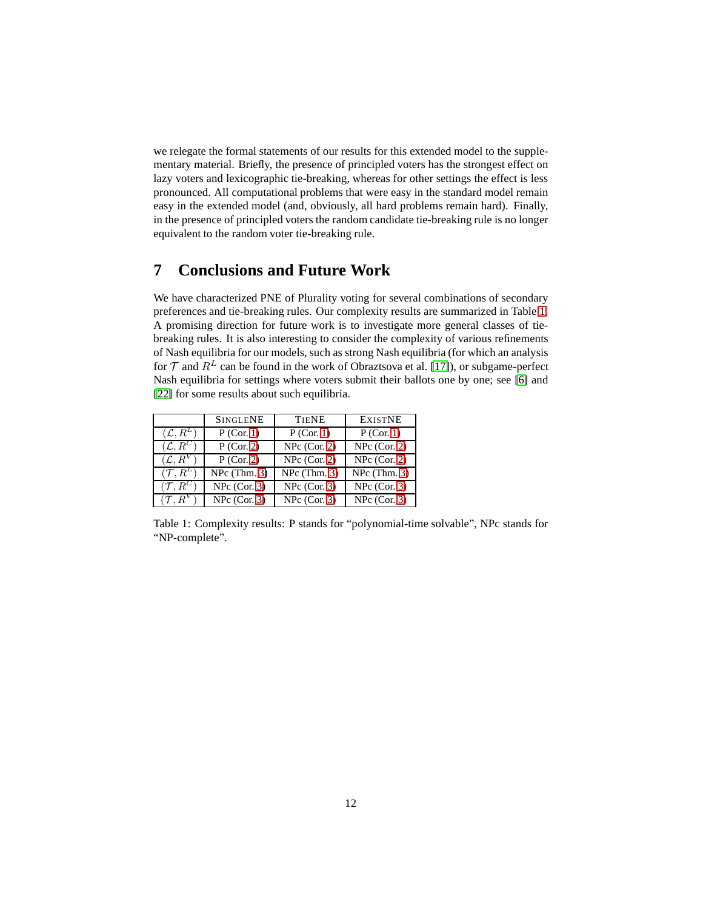we relegate the formal statements of our results for this extended model to the supplementary material. Briefly, the presence of principled voters has the strongest effect on lazy voters and lexicographic tie-breaking, whereas for other settings the effect is less pronounced. All computational problems that were easy in the standard model remain easy in the extended model (and, obviously, all hard problems remain hard). Finally, in the presence of principled voters the random candidate tie-breaking rule is no longer equivalent to the random voter tie-breaking rule.

# 7 Conclusions and Future Work

We have characterized PNE of Plurality voting for several combinations of secondary preferences and tie-breaking rules. Our complexity results are summarized in Table 1. A promising direction for future work is to investigate more general classes of tie-breaking rules. It is also interesting to consider the complexity of various refinements of Nash equilibria for our models, such as strong Nash equilibria (for which an analysis for $\mathcal{T}$ and $R^L$ can be found in the work of Obraztsova et al. [17]), or subgame-perfect Nash equilibria for settings where voters submit their ballots one by one; see [6] and [22] for some results about such equilibria.

| | SINGLENE | TIENE | EXISTNE |
|---|---|---|---|
| $(\mathcal{L}, R^L)$ | P (Cor. 1) | P (Cor. 1) | P (Cor. 1) |
| $(\mathcal{L}, R^C)$ | P (Cor. 2) | NPc (Cor. 2) | NPc (Cor. 2) |
| $(\mathcal{L}, R^V)$ | P (Cor. 2) | NPc (Cor. 2) | NPc (Cor. 2) |
| $(\mathcal{T}, R^L)$ | NPc (Thm. 3) | NPc (Thm. 3) | NPc (Thm. 3) |
| $(\mathcal{T}, R^C)$ | NPc (Cor. 3) | NPc (Cor. 3) | NPc (Cor. 3) |
| $(\mathcal{T}, R^V)$ | NPc (Cor. 3) | NPc (Cor. 3) | NPc (Cor. 3) |

Table 1: Complexity results: P stands for "polynomial-time solvable", NPc stands for "NP-complete".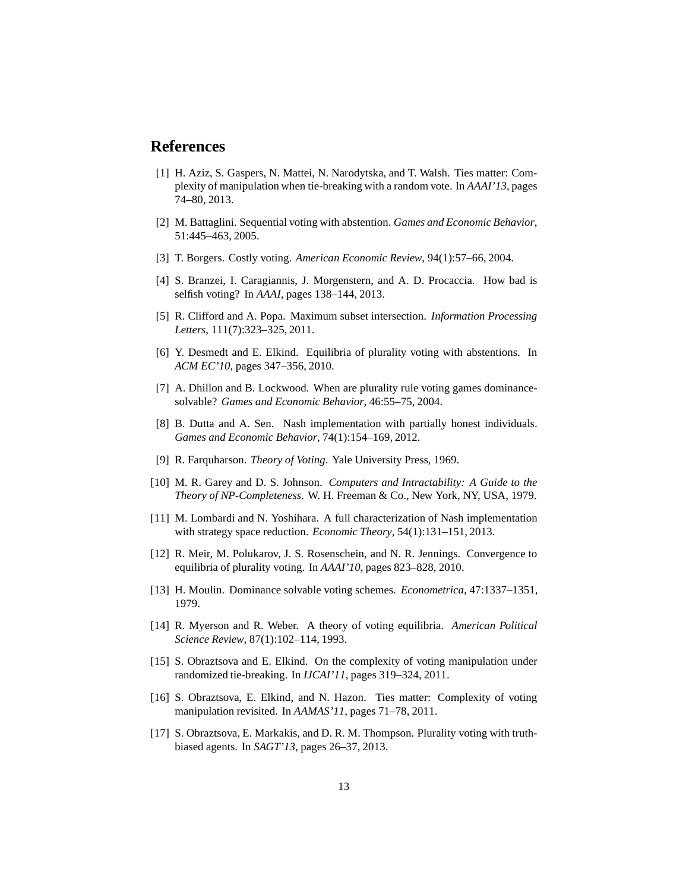## References

[1] H. Aziz, S. Gaspers, N. Mattei, N. Narodytska, and T. Walsh. Ties matter: Complexity of manipulation when tie-breaking with a random vote. In *AAAI'13*, pages 74–80, 2013.

[2] M. Battaglini. Sequential voting with abstention. *Games and Economic Behavior*, 51:445–463, 2005.

[3] T. Borgers. Costly voting. *American Economic Review*, 94(1):57–66, 2004.

[4] S. Branzei, I. Caragiannis, J. Morgenstern, and A. D. Procaccia. How bad is selfish voting? In *AAAI*, pages 138–144, 2013.

[5] R. Clifford and A. Popa. Maximum subset intersection. *Information Processing Letters*, 111(7):323–325, 2011.

[6] Y. Desmedt and E. Elkind. Equilibria of plurality voting with abstentions. In *ACM EC'10*, pages 347–356, 2010.

[7] A. Dhillon and B. Lockwood. When are plurality rule voting games dominance-solvable? *Games and Economic Behavior*, 46:55–75, 2004.

[8] B. Dutta and A. Sen. Nash implementation with partially honest individuals. *Games and Economic Behavior*, 74(1):154–169, 2012.

[9] R. Farquharson. *Theory of Voting*. Yale University Press, 1969.

[10] M. R. Garey and D. S. Johnson. *Computers and Intractability: A Guide to the Theory of NP-Completeness*. W. H. Freeman & Co., New York, NY, USA, 1979.

[11] M. Lombardi and N. Yoshihara. A full characterization of Nash implementation with strategy space reduction. *Economic Theory*, 54(1):131–151, 2013.

[12] R. Meir, M. Polukarov, J. S. Rosenschein, and N. R. Jennings. Convergence to equilibria of plurality voting. In *AAAI'10*, pages 823–828, 2010.

[13] H. Moulin. Dominance solvable voting schemes. *Econometrica*, 47:1337–1351, 1979.

[14] R. Myerson and R. Weber. A theory of voting equilibria. *American Political Science Review*, 87(1):102–114, 1993.

[15] S. Obraztsova and E. Elkind. On the complexity of voting manipulation under randomized tie-breaking. In *IJCAI'11*, pages 319–324, 2011.

[16] S. Obraztsova, E. Elkind, and N. Hazon. Ties matter: Complexity of voting manipulation revisited. In *AAMAS'11*, pages 71–78, 2011.

[17] S. Obraztsova, E. Markakis, and D. R. M. Thompson. Plurality voting with truth-biased agents. In *SAGT'13*, pages 26–37, 2013.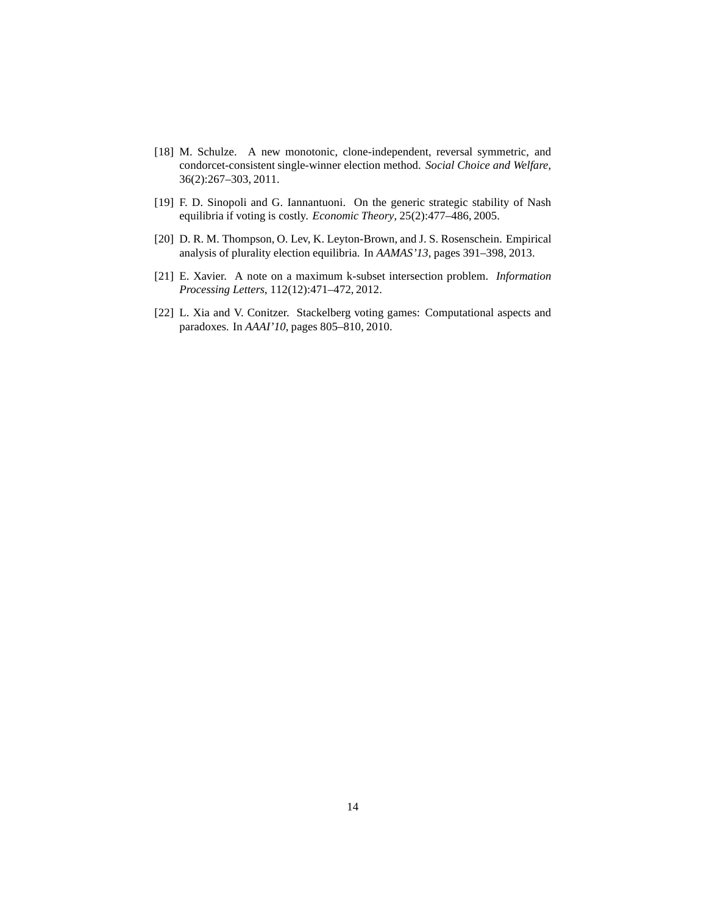[18] M. Schulze. A new monotonic, clone-independent, reversal symmetric, and condorcet-consistent single-winner election method. *Social Choice and Welfare*, 36(2):267–303, 2011.

[19] F. D. Sinopoli and G. Iannantuoni. On the generic strategic stability of Nash equilibria if voting is costly. *Economic Theory*, 25(2):477–486, 2005.

[20] D. R. M. Thompson, O. Lev, K. Leyton-Brown, and J. S. Rosenschein. Empirical analysis of plurality election equilibria. In *AAMAS'13*, pages 391–398, 2013.

[21] E. Xavier. A note on a maximum k-subset intersection problem. *Information Processing Letters*, 112(12):471–472, 2012.

[22] L. Xia and V. Conitzer. Stackelberg voting games: Computational aspects and paradoxes. In *AAAI'10*, pages 805–810, 2010.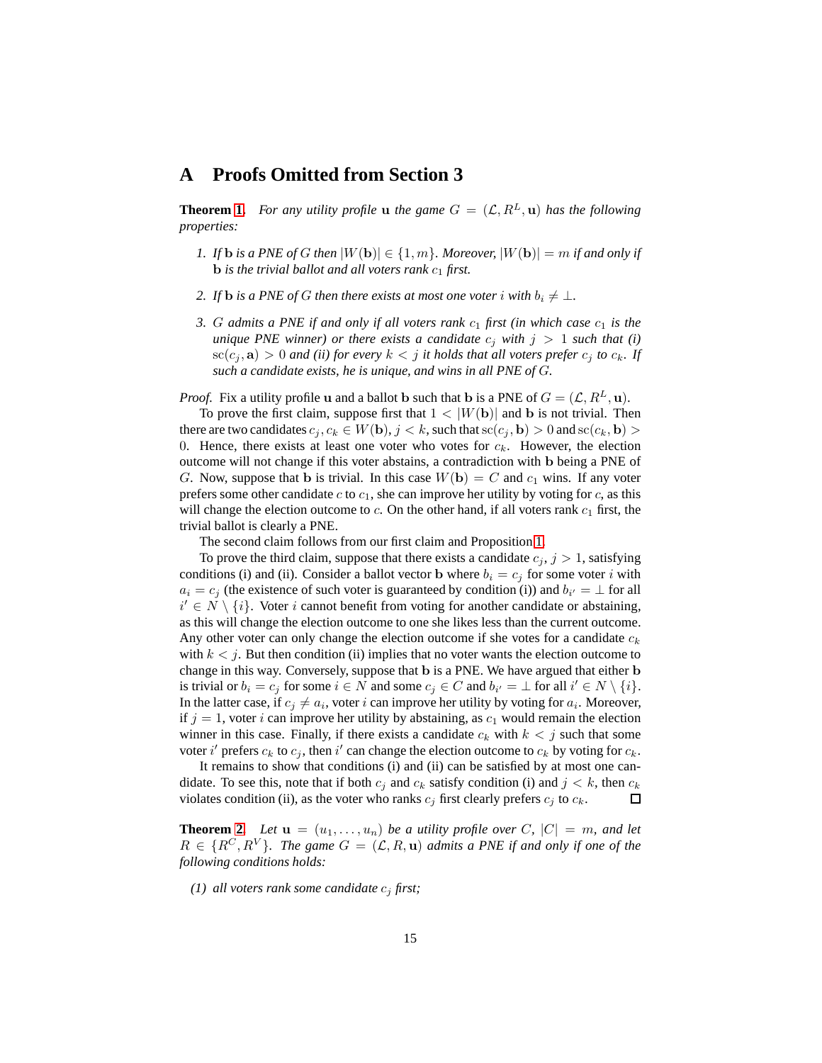## A Proofs Omitted from Section 3

**Theorem 1.** *For any utility profile* $\mathbf{u}$ *the game* $G = (\mathcal{L}, R^L, \mathbf{u})$ *has the following properties:*

1. *If* $\mathbf{b}$ *is a PNE of* $G$ *then* $|W(\mathbf{b})| \in \{1, m\}$*. Moreover,* $|W(\mathbf{b})| = m$ *if and only if* $\mathbf{b}$ *is the trivial ballot and all voters rank* $c_1$ *first.*

2. *If* $\mathbf{b}$ *is a PNE of* $G$ *then there exists at most one voter* $i$ *with* $b_i \neq \perp$*.*

3. $G$ *admits a PNE if and only if all voters rank* $c_1$ *first (in which case* $c_1$ *is the unique PNE winner) or there exists a candidate* $c_j$ *with* $j > 1$ *such that (i)* $\mathrm{sc}(c_j, \mathbf{a}) > 0$ *and (ii) for every* $k < j$ *it holds that all voters prefer* $c_j$ *to* $c_k$*. If such a candidate exists, he is unique, and wins in all PNE of* $G$*.*

*Proof.* Fix a utility profile $\mathbf{u}$ and a ballot $\mathbf{b}$ such that $\mathbf{b}$ is a PNE of $G = (\mathcal{L}, R^L, \mathbf{u})$.

To prove the first claim, suppose first that $1 < |W(\mathbf{b})|$ and $\mathbf{b}$ is not trivial. Then there are two candidates $c_j, c_k \in W(\mathbf{b})$, $j < k$, such that $\mathrm{sc}(c_j, \mathbf{b}) > 0$ and $\mathrm{sc}(c_k, \mathbf{b}) > 0$. Hence, there exists at least one voter who votes for $c_k$. However, the election outcome will not change if this voter abstains, a contradiction with $\mathbf{b}$ being a PNE of $G$. Now, suppose that $\mathbf{b}$ is trivial. In this case $W(\mathbf{b}) = C$ and $c_1$ wins. If any voter prefers some other candidate $c$ to $c_1$, she can improve her utility by voting for $c$, as this will change the election outcome to $c$. On the other hand, if all voters rank $c_1$ first, the trivial ballot is clearly a PNE.

The second claim follows from our first claim and Proposition 1.

To prove the third claim, suppose that there exists a candidate $c_j$, $j > 1$, satisfying conditions (i) and (ii). Consider a ballot vector $\mathbf{b}$ where $b_i = c_j$ for some voter $i$ with $a_i = c_j$ (the existence of such voter is guaranteed by condition (i)) and $b_{i'} = \perp$ for all $i' \in N \setminus \{i\}$. Voter $i$ cannot benefit from voting for another candidate or abstaining, as this will change the election outcome to one she likes less than the current outcome. Any other voter can only change the election outcome if she votes for a candidate $c_k$ with $k < j$. But then condition (ii) implies that no voter wants the election outcome to change in this way. Conversely, suppose that $\mathbf{b}$ is a PNE. We have argued that either $\mathbf{b}$ is trivial or $b_i = c_j$ for some $i \in N$ and some $c_j \in C$ and $b_{i'} = \perp$ for all $i' \in N \setminus \{i\}$. In the latter case, if $c_j \neq a_i$, voter $i$ can improve her utility by voting for $a_i$. Moreover, if $j = 1$, voter $i$ can improve her utility by abstaining, as $c_1$ would remain the election winner in this case. Finally, if there exists a candidate $c_k$ with $k < j$ such that some voter $i'$ prefers $c_k$ to $c_j$, then $i'$ can change the election outcome to $c_k$ by voting for $c_k$.

It remains to show that conditions (i) and (ii) can be satisfied by at most one candidate. To see this, note that if both $c_j$ and $c_k$ satisfy condition (i) and $j < k$, then $c_k$ violates condition (ii), as the voter who ranks $c_j$ first clearly prefers $c_j$ to $c_k$. ◻

**Theorem 2.** *Let* $\mathbf{u} = (u_1, \ldots, u_n)$ *be a utility profile over* $C$*,* $|C| = m$*, and let* $R \in \{R^C, R^V\}$*. The game* $G = (\mathcal{L}, R, \mathbf{u})$ *admits a PNE if and only if one of the following conditions holds:*

*(1) all voters rank some candidate* $c_j$ *first;*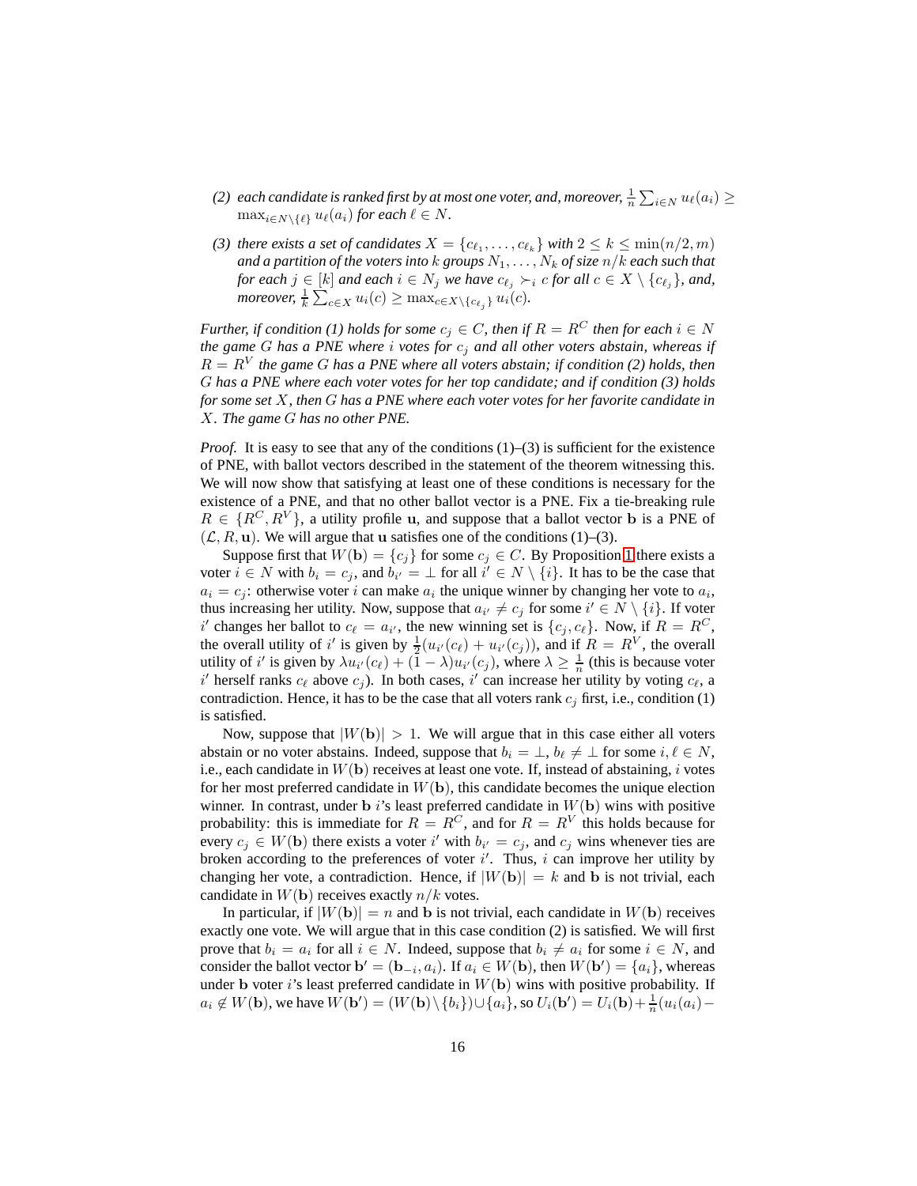(2) *each candidate is ranked first by at most one voter, and, moreover,* $\frac{1}{n}\sum_{i\in N} u_\ell(a_i) \geq \max_{i\in N\setminus\{\ell\}} u_\ell(a_i)$ *for each* $\ell \in N$.

(3) *there exists a set of candidates* $X = \{c_{\ell_1}, \ldots, c_{\ell_k}\}$ *with* $2 \leq k \leq \min(n/2, m)$ *and a partition of the voters into* $k$ *groups* $N_1, \ldots, N_k$ *of size* $n/k$ *each such that for each* $j \in [k]$ *and each* $i \in N_j$ *we have* $c_{\ell_j} \succ_i c$ *for all* $c \in X \setminus \{c_{\ell_j}\}$*, and, moreover,* $\frac{1}{k}\sum_{c\in X} u_i(c) \geq \max_{c\in X\setminus\{c_{\ell_j}\}} u_i(c)$.

*Further, if condition (1) holds for some* $c_j \in C$*, then if* $R = R^C$ *then for each* $i \in N$ *the game* $G$ *has a PNE where* $i$ *votes for* $c_j$ *and all other voters abstain, whereas if* $R = R^V$ *the game* $G$ *has a PNE where all voters abstain; if condition (2) holds, then* $G$ *has a PNE where each voter votes for her top candidate; and if condition (3) holds for some set* $X$*, then* $G$ *has a PNE where each voter votes for her favorite candidate in* $X$*. The game* $G$ *has no other PNE.*

*Proof.* It is easy to see that any of the conditions (1)–(3) is sufficient for the existence of PNE, with ballot vectors described in the statement of the theorem witnessing this. We will now show that satisfying at least one of these conditions is necessary for the existence of a PNE, and that no other ballot vector is a PNE. Fix a tie-breaking rule $R \in \{R^C, R^V\}$, a utility profile $\mathbf{u}$, and suppose that a ballot vector $\mathbf{b}$ is a PNE of $(\mathcal{L}, R, \mathbf{u})$. We will argue that $\mathbf{u}$ satisfies one of the conditions (1)–(3).

Suppose first that $W(\mathbf{b}) = \{c_j\}$ for some $c_j \in C$. By Proposition 1 there exists a voter $i \in N$ with $b_i = c_j$, and $b_{i'} = \perp$ for all $i' \in N \setminus \{i\}$. It has to be the case that $a_i = c_j$: otherwise voter $i$ can make $a_i$ the unique winner by changing her vote to $a_i$, thus increasing her utility. Now, suppose that $a_{i'} \neq c_j$ for some $i' \in N \setminus \{i\}$. If voter $i'$ changes her ballot to $c_\ell = a_{i'}$, the new winning set is $\{c_j, c_\ell\}$. Now, if $R = R^C$, the overall utility of $i'$ is given by $\frac{1}{2}(u_{i'}(c_\ell) + u_{i'}(c_j))$, and if $R = R^V$, the overall utility of $i'$ is given by $\lambda u_{i'}(c_\ell) + (1 - \lambda)u_{i'}(c_j)$, where $\lambda \geq \frac{1}{n}$ (this is because voter $i'$ herself ranks $c_\ell$ above $c_j$). In both cases, $i'$ can increase her utility by voting $c_\ell$, a contradiction. Hence, it has to be the case that all voters rank $c_j$ first, i.e., condition (1) is satisfied.

Now, suppose that $|W(\mathbf{b})| > 1$. We will argue that in this case either all voters abstain or no voter abstains. Indeed, suppose that $b_i = \perp$, $b_\ell \neq \perp$ for some $i, \ell \in N$, i.e., each candidate in $W(\mathbf{b})$ receives at least one vote. If, instead of abstaining, $i$ votes for her most preferred candidate in $W(\mathbf{b})$, this candidate becomes the unique election winner. In contrast, under $\mathbf{b}$ $i$'s least preferred candidate in $W(\mathbf{b})$ wins with positive probability: this is immediate for $R = R^C$, and for $R = R^V$ this holds because for every $c_j \in W(\mathbf{b})$ there exists a voter $i'$ with $b_{i'} = c_j$, and $c_j$ wins whenever ties are broken according to the preferences of voter $i'$. Thus, $i$ can improve her utility by changing her vote, a contradiction. Hence, if $|W(\mathbf{b})| = k$ and $\mathbf{b}$ is not trivial, each candidate in $W(\mathbf{b})$ receives exactly $n/k$ votes.

In particular, if $|W(\mathbf{b})| = n$ and $\mathbf{b}$ is not trivial, each candidate in $W(\mathbf{b})$ receives exactly one vote. We will argue that in this case condition (2) is satisfied. We will first prove that $b_i = a_i$ for all $i \in N$. Indeed, suppose that $b_i \neq a_i$ for some $i \in N$, and consider the ballot vector $\mathbf{b}' = (\mathbf{b}_{-i}, a_i)$. If $a_i \in W(\mathbf{b})$, then $W(\mathbf{b}') = \{a_i\}$, whereas under $\mathbf{b}$ voter $i$'s least preferred candidate in $W(\mathbf{b})$ wins with positive probability. If $a_i \notin W(\mathbf{b})$, we have $W(\mathbf{b}') = (W(\mathbf{b}) \setminus \{b_i\}) \cup \{a_i\}$, so $U_i(\mathbf{b}') = U_i(\mathbf{b}) + \frac{1}{n}(u_i(a_i) -$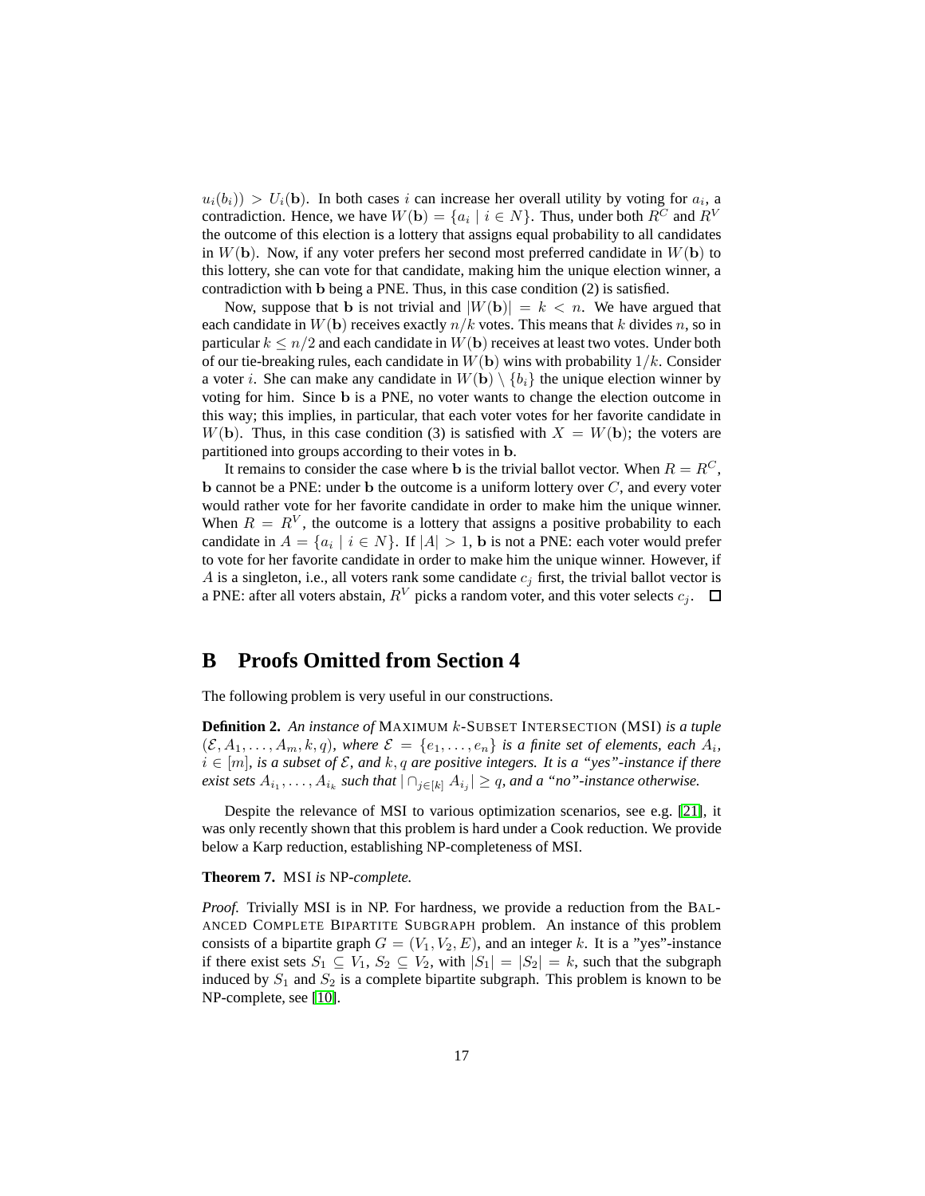$u_i(b_i)) > U_i(\mathbf{b})$. In both cases $i$ can increase her overall utility by voting for $a_i$, a contradiction. Hence, we have $W(\mathbf{b}) = \{a_i \mid i \in N\}$. Thus, under both $R^C$ and $R^V$ the outcome of this election is a lottery that assigns equal probability to all candidates in $W(\mathbf{b})$. Now, if any voter prefers her second most preferred candidate in $W(\mathbf{b})$ to this lottery, she can vote for that candidate, making him the unique election winner, a contradiction with $\mathbf{b}$ being a PNE. Thus, in this case condition (2) is satisfied.

Now, suppose that $\mathbf{b}$ is not trivial and $|W(\mathbf{b})| = k < n$. We have argued that each candidate in $W(\mathbf{b})$ receives exactly $n/k$ votes. This means that $k$ divides $n$, so in particular $k \leq n/2$ and each candidate in $W(\mathbf{b})$ receives at least two votes. Under both of our tie-breaking rules, each candidate in $W(\mathbf{b})$ wins with probability $1/k$. Consider a voter $i$. She can make any candidate in $W(\mathbf{b}) \setminus \{b_i\}$ the unique election winner by voting for him. Since $\mathbf{b}$ is a PNE, no voter wants to change the election outcome in this way; this implies, in particular, that each voter votes for her favorite candidate in $W(\mathbf{b})$. Thus, in this case condition (3) is satisfied with $X = W(\mathbf{b})$; the voters are partitioned into groups according to their votes in $\mathbf{b}$.

It remains to consider the case where $\mathbf{b}$ is the trivial ballot vector. When $R = R^C$, $\mathbf{b}$ cannot be a PNE: under $\mathbf{b}$ the outcome is a uniform lottery over $C$, and every voter would rather vote for her favorite candidate in order to make him the unique winner. When $R = R^V$, the outcome is a lottery that assigns a positive probability to each candidate in $A = \{a_i \mid i \in N\}$. If $|A| > 1$, $\mathbf{b}$ is not a PNE: each voter would prefer to vote for her favorite candidate in order to make him the unique winner. However, if $A$ is a singleton, i.e., all voters rank some candidate $c_j$ first, the trivial ballot vector is a PNE: after all voters abstain, $R^V$ picks a random voter, and this voter selects $c_j$. □

## B Proofs Omitted from Section 4

The following problem is very useful in our constructions.

**Definition 2.** *An instance of* MAXIMUM $k$-SUBSET INTERSECTION (MSI) *is a tuple* $(\mathcal{E}, A_1, \ldots, A_m, k, q)$*, where* $\mathcal{E} = \{e_1, \ldots, e_n\}$ *is a finite set of elements, each* $A_i$*,* $i \in [m]$*, is a subset of* $\mathcal{E}$*, and* $k, q$ *are positive integers. It is a "yes"-instance if there exist sets* $A_{i_1}, \ldots, A_{i_k}$ *such that* $|\cap_{j\in[k]} A_{i_j}| \geq q$*, and a "no"-instance otherwise.*

Despite the relevance of MSI to various optimization scenarios, see e.g. [21], it was only recently shown that this problem is hard under a Cook reduction. We provide below a Karp reduction, establishing NP-completeness of MSI.

**Theorem 7.** MSI *is* NP*-complete.*

*Proof.* Trivially MSI is in NP. For hardness, we provide a reduction from the BALANCED COMPLETE BIPARTITE SUBGRAPH problem. An instance of this problem consists of a bipartite graph $G = (V_1, V_2, E)$, and an integer $k$. It is a "yes"-instance if there exist sets $S_1 \subseteq V_1$, $S_2 \subseteq V_2$, with $|S_1| = |S_2| = k$, such that the subgraph induced by $S_1$ and $S_2$ is a complete bipartite subgraph. This problem is known to be NP-complete, see [10].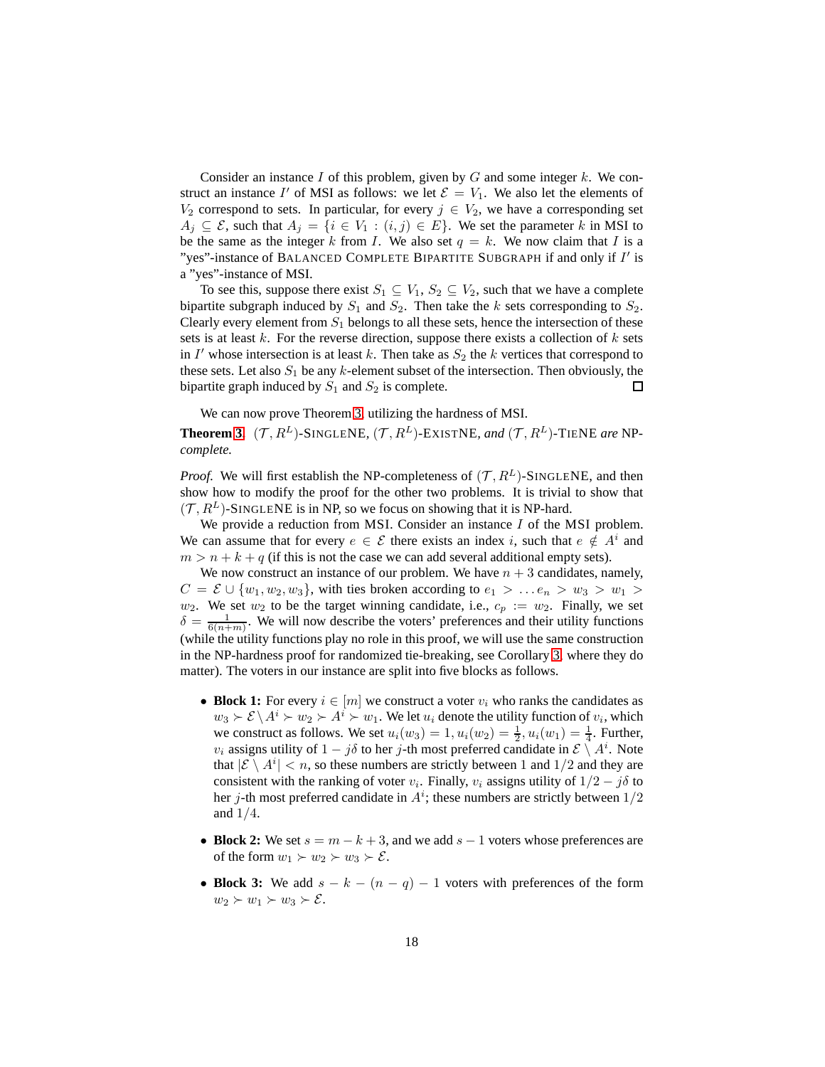Consider an instance $I$ of this problem, given by $G$ and some integer $k$. We construct an instance $I'$ of MSI as follows: we let $\mathcal{E} = V_1$. We also let the elements of $V_2$ correspond to sets. In particular, for every $j \in V_2$, we have a corresponding set $A_j \subseteq \mathcal{E}$, such that $A_j = \{i \in V_1 : (i, j) \in E\}$. We set the parameter $k$ in MSI to be the same as the integer $k$ from $I$. We also set $q = k$. We now claim that $I$ is a "yes"-instance of BALANCED COMPLETE BIPARTITE SUBGRAPH if and only if $I'$ is a "yes"-instance of MSI.

To see this, suppose there exist $S_1 \subseteq V_1$, $S_2 \subseteq V_2$, such that we have a complete bipartite subgraph induced by $S_1$ and $S_2$. Then take the $k$ sets corresponding to $S_2$. Clearly every element from $S_1$ belongs to all these sets, hence the intersection of these sets is at least $k$. For the reverse direction, suppose there exists a collection of $k$ sets in $I'$ whose intersection is at least $k$. Then take as $S_2$ the $k$ vertices that correspond to these sets. Let also $S_1$ be any $k$-element subset of the intersection. Then obviously, the bipartite graph induced by $S_1$ and $S_2$ is complete. □

We can now prove Theorem 3, utilizing the hardness of MSI.

**Theorem 3.** *$(\mathcal{T}, R^L)$-SINGLENE, $(\mathcal{T}, R^L)$-EXISTNE, and $(\mathcal{T}, R^L)$-TIENE are NP-complete.*

*Proof.* We will first establish the NP-completeness of $(\mathcal{T}, R^L)$-SINGLENE, and then show how to modify the proof for the other two problems. It is trivial to show that $(\mathcal{T}, R^L)$-SINGLENE is in NP, so we focus on showing that it is NP-hard.

We provide a reduction from MSI. Consider an instance $I$ of the MSI problem. We can assume that for every $e \in \mathcal{E}$ there exists an index $i$, such that $e \notin A^i$ and $m > n + k + q$ (if this is not the case we can add several additional empty sets).

We now construct an instance of our problem. We have $n + 3$ candidates, namely, $C = \mathcal{E} \cup \{w_1, w_2, w_3\}$, with ties broken according to $e_1 > \ldots e_n > w_3 > w_1 > w_2$. We set $w_2$ to be the target winning candidate, i.e., $c_p := w_2$. Finally, we set $\delta = \frac{1}{6(n+m)}$. We will now describe the voters' preferences and their utility functions (while the utility functions play no role in this proof, we will use the same construction in the NP-hardness proof for randomized tie-breaking, see Corollary 3, where they do matter). The voters in our instance are split into five blocks as follows.

- **Block 1:** For every $i \in [m]$ we construct a voter $v_i$ who ranks the candidates as $w_3 \succ \mathcal{E} \setminus A^i \succ w_2 \succ A^i \succ w_1$. We let $u_i$ denote the utility function of $v_i$, which we construct as follows. We set $u_i(w_3) = 1, u_i(w_2) = \frac{1}{2}, u_i(w_1) = \frac{1}{4}$. Further, $v_i$ assigns utility of $1 - j\delta$ to her $j$-th most preferred candidate in $\mathcal{E} \setminus A^i$. Note that $|\mathcal{E} \setminus A^i| < n$, so these numbers are strictly between 1 and $1/2$ and they are consistent with the ranking of voter $v_i$. Finally, $v_i$ assigns utility of $1/2 - j\delta$ to her $j$-th most preferred candidate in $A^i$; these numbers are strictly between $1/2$ and $1/4$.
- **Block 2:** We set $s = m - k + 3$, and we add $s - 1$ voters whose preferences are of the form $w_1 \succ w_2 \succ w_3 \succ \mathcal{E}$.
- **Block 3:** We add $s - k - (n - q) - 1$ voters with preferences of the form $w_2 \succ w_1 \succ w_3 \succ \mathcal{E}$.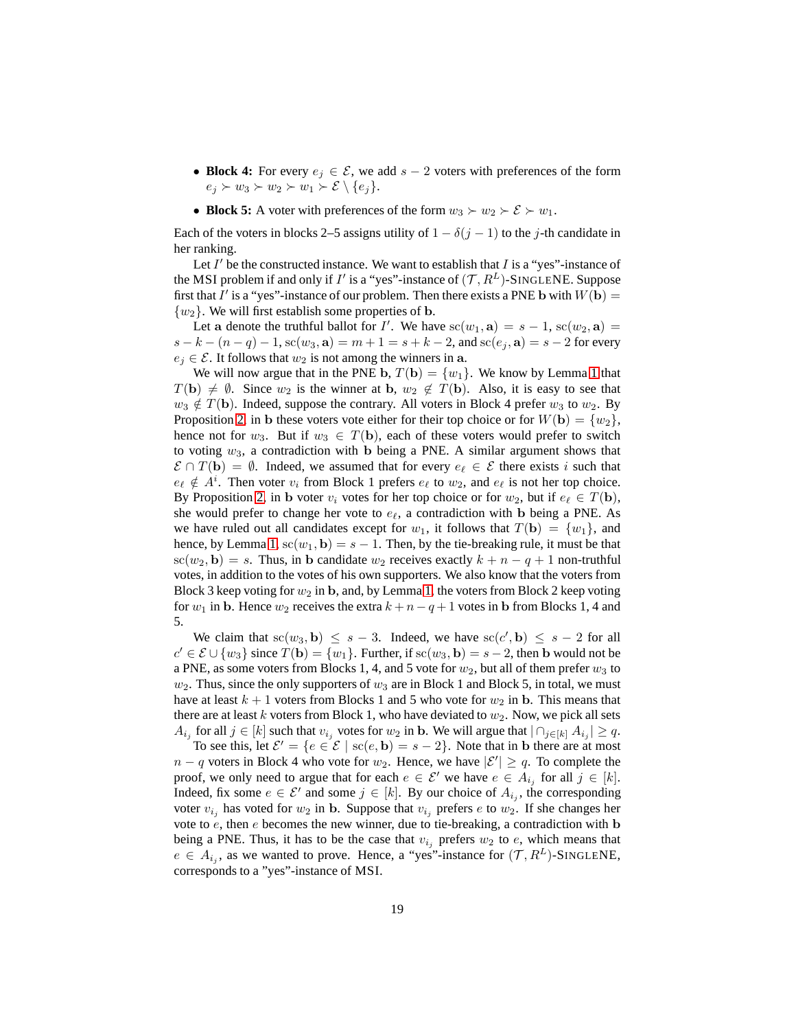- **Block 4:** For every $e_j \in \mathcal{E}$, we add $s-2$ voters with preferences of the form $e_j \succ w_3 \succ w_2 \succ w_1 \succ \mathcal{E} \setminus \{e_j\}$.
- **Block 5:** A voter with preferences of the form $w_3 \succ w_2 \succ \mathcal{E} \succ w_1$.

Each of the voters in blocks 2–5 assigns utility of $1 - \delta(j-1)$ to the $j$-th candidate in her ranking.

Let $I'$ be the constructed instance. We want to establish that $I$ is a "yes"-instance of the MSI problem if and only if $I'$ is a "yes"-instance of $(\mathcal{T}, R^L)$-SINGLENE. Suppose first that $I'$ is a "yes"-instance of our problem. Then there exists a PNE $\mathbf{b}$ with $W(\mathbf{b}) = \{w_2\}$. We will first establish some properties of $\mathbf{b}$.

Let $\mathbf{a}$ denote the truthful ballot for $I'$. We have $\mathrm{sc}(w_1, \mathbf{a}) = s - 1$, $\mathrm{sc}(w_2, \mathbf{a}) = s - k - (n-q) - 1$, $\mathrm{sc}(w_3, \mathbf{a}) = m + 1 = s + k - 2$, and $\mathrm{sc}(e_j, \mathbf{a}) = s - 2$ for every $e_j \in \mathcal{E}$. It follows that $w_2$ is not among the winners in $\mathbf{a}$.

We will now argue that in the PNE $\mathbf{b}$, $T(\mathbf{b}) = \{w_1\}$. We know by Lemma 1 that $T(\mathbf{b}) \neq \emptyset$. Since $w_2$ is the winner at $\mathbf{b}$, $w_2 \notin T(\mathbf{b})$. Also, it is easy to see that $w_3 \notin T(\mathbf{b})$. Indeed, suppose the contrary. All voters in Block 4 prefer $w_3$ to $w_2$. By Proposition 2, in $\mathbf{b}$ these voters vote either for their top choice or for $W(\mathbf{b}) = \{w_2\}$, hence not for $w_3$. But if $w_3 \in T(\mathbf{b})$, each of these voters would prefer to switch to voting $w_3$, a contradiction with $\mathbf{b}$ being a PNE. A similar argument shows that $\mathcal{E} \cap T(\mathbf{b}) = \emptyset$. Indeed, we assumed that for every $e_\ell \in \mathcal{E}$ there exists $i$ such that $e_\ell \notin A^i$. Then voter $v_i$ from Block 1 prefers $e_\ell$ to $w_2$, and $e_\ell$ is not her top choice. By Proposition 2, in $\mathbf{b}$ voter $v_i$ votes for her top choice or for $w_2$, but if $e_\ell \in T(\mathbf{b})$, she would prefer to change her vote to $e_\ell$, a contradiction with $\mathbf{b}$ being a PNE. As we have ruled out all candidates except for $w_1$, it follows that $T(\mathbf{b}) = \{w_1\}$, and hence, by Lemma 1, $\mathrm{sc}(w_1, \mathbf{b}) = s - 1$. Then, by the tie-breaking rule, it must be that $\mathrm{sc}(w_2, \mathbf{b}) = s$. Thus, in $\mathbf{b}$ candidate $w_2$ receives exactly $k + n - q + 1$ non-truthful votes, in addition to the votes of his own supporters. We also know that the voters from Block 3 keep voting for $w_2$ in $\mathbf{b}$, and, by Lemma 1, the voters from Block 2 keep voting for $w_1$ in $\mathbf{b}$. Hence $w_2$ receives the extra $k + n - q + 1$ votes in $\mathbf{b}$ from Blocks 1, 4 and 5.

We claim that $\mathrm{sc}(w_3, \mathbf{b}) \leq s - 3$. Indeed, we have $\mathrm{sc}(c', \mathbf{b}) \leq s - 2$ for all $c' \in \mathcal{E} \cup \{w_3\}$ since $T(\mathbf{b}) = \{w_1\}$. Further, if $\mathrm{sc}(w_3, \mathbf{b}) = s - 2$, then $\mathbf{b}$ would not be a PNE, as some voters from Blocks 1, 4, and 5 vote for $w_2$, but all of them prefer $w_3$ to $w_2$. Thus, since the only supporters of $w_3$ are in Block 1 and Block 5, in total, we must have at least $k + 1$ voters from Blocks 1 and 5 who vote for $w_2$ in $\mathbf{b}$. This means that there are at least $k$ voters from Block 1, who have deviated to $w_2$. Now, we pick all sets $A_{i_j}$ for all $j \in [k]$ such that $v_{i_j}$ votes for $w_2$ in $\mathbf{b}$. We will argue that $|\cap_{j \in [k]} A_{i_j}| \geq q$.

To see this, let $\mathcal{E}' = \{e \in \mathcal{E} \mid \mathrm{sc}(e, \mathbf{b}) = s - 2\}$. Note that in $\mathbf{b}$ there are at most $n - q$ voters in Block 4 who vote for $w_2$. Hence, we have $|\mathcal{E}'| \geq q$. To complete the proof, we only need to argue that for each $e \in \mathcal{E}'$ we have $e \in A_{i_j}$ for all $j \in [k]$. Indeed, fix some $e \in \mathcal{E}'$ and some $j \in [k]$. By our choice of $A_{i_j}$, the corresponding voter $v_{i_j}$ has voted for $w_2$ in $\mathbf{b}$. Suppose that $v_{i_j}$ prefers $e$ to $w_2$. If she changes her vote to $e$, then $e$ becomes the new winner, due to tie-breaking, a contradiction with $\mathbf{b}$ being a PNE. Thus, it has to be the case that $v_{i_j}$ prefers $w_2$ to $e$, which means that $e \in A_{i_j}$, as we wanted to prove. Hence, a "yes"-instance for $(\mathcal{T}, R^L)$-SINGLENE, corresponds to a "yes"-instance of MSI.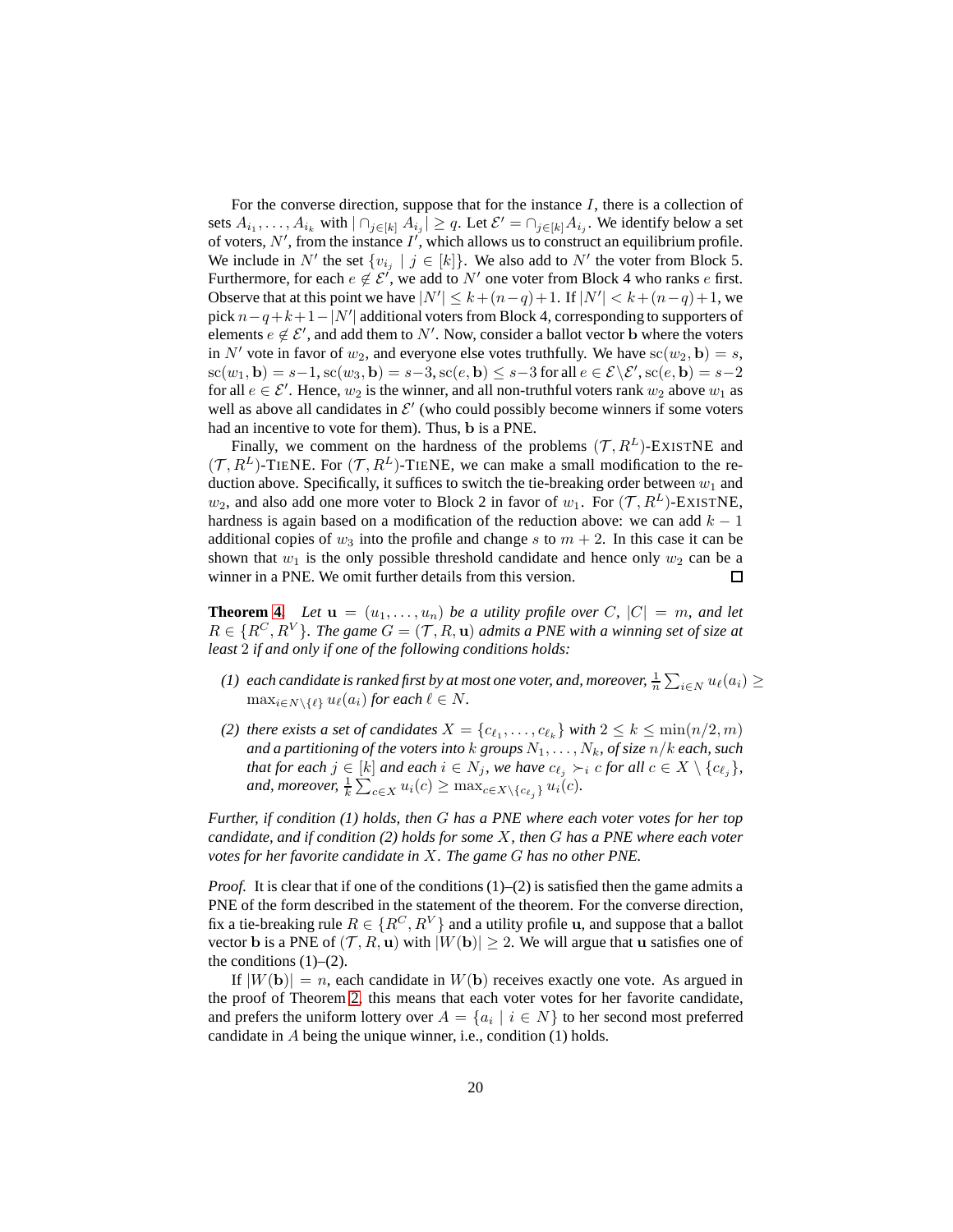For the converse direction, suppose that for the instance $I$, there is a collection of sets $A_{i_1}, \ldots, A_{i_k}$ with $|\cap_{j\in[k]} A_{i_j}| \geq q$. Let $\mathcal{E}' = \cap_{j\in[k]} A_{i_j}$. We identify below a set of voters, $N'$, from the instance $I'$, which allows us to construct an equilibrium profile. We include in $N'$ the set $\{v_{i_j} \mid j \in [k]\}$. We also add to $N'$ the voter from Block 5. Furthermore, for each $e \notin \mathcal{E}'$, we add to $N'$ one voter from Block 4 who ranks $e$ first. Observe that at this point we have $|N'| \leq k + (n-q) + 1$. If $|N'| < k + (n-q) + 1$, we pick $n - q + k + 1 - |N'|$ additional voters from Block 4, corresponding to supporters of elements $e \notin \mathcal{E}'$, and add them to $N'$. Now, consider a ballot vector $\mathbf{b}$ where the voters in $N'$ vote in favor of $w_2$, and everyone else votes truthfully. We have $\mathrm{sc}(w_2, \mathbf{b}) = s$, $\mathrm{sc}(w_1, \mathbf{b}) = s-1$, $\mathrm{sc}(w_3, \mathbf{b}) = s-3$, $\mathrm{sc}(e, \mathbf{b}) \leq s-3$ for all $e \in \mathcal{E} \setminus \mathcal{E}'$, $\mathrm{sc}(e, \mathbf{b}) = s-2$ for all $e \in \mathcal{E}'$. Hence, $w_2$ is the winner, and all non-truthful voters rank $w_2$ above $w_1$ as well as above all candidates in $\mathcal{E}'$ (who could possibly become winners if some voters had an incentive to vote for them). Thus, $\mathbf{b}$ is a PNE.

Finally, we comment on the hardness of the problems $(\mathcal{T}, R^L)$-ExistNE and $(\mathcal{T}, R^L)$-TieNE. For $(\mathcal{T}, R^L)$-TieNE, we can make a small modification to the reduction above. Specifically, it suffices to switch the tie-breaking order between $w_1$ and $w_2$, and also add one more voter to Block 2 in favor of $w_1$. For $(\mathcal{T}, R^L)$-ExistNE, hardness is again based on a modification of the reduction above: we can add $k-1$ additional copies of $w_3$ into the profile and change $s$ to $m+2$. In this case it can be shown that $w_1$ is the only possible threshold candidate and hence only $w_2$ can be a winner in a PNE. We omit further details from this version. □

**Theorem 4.** *Let $\mathbf{u} = (u_1, \ldots, u_n)$ be a utility profile over $C$, $|C| = m$, and let $R \in \{R^C, R^V\}$. The game $G = (\mathcal{T}, R, \mathbf{u})$ admits a PNE with a winning set of size at least 2 if and only if one of the following conditions holds:*

*(1) each candidate is ranked first by at most one voter, and, moreover, $\frac{1}{n}\sum_{i\in N} u_\ell(a_i) \geq \max_{i\in N\setminus\{\ell\}} u_\ell(a_i)$ for each $\ell \in N$.*

*(2) there exists a set of candidates $X = \{c_{\ell_1}, \ldots, c_{\ell_k}\}$ with $2 \leq k \leq \min(n/2, m)$ and a partitioning of the voters into $k$ groups $N_1, \ldots, N_k$, of size $n/k$ each, such that for each $j \in [k]$ and each $i \in N_j$, we have $c_{\ell_j} \succ_i c$ for all $c \in X \setminus \{c_{\ell_j}\}$, and, moreover, $\frac{1}{k}\sum_{c\in X} u_i(c) \geq \max_{c\in X\setminus\{c_{\ell_j}\}} u_i(c)$.*

*Further, if condition (1) holds, then $G$ has a PNE where each voter votes for her top candidate, and if condition (2) holds for some $X$, then $G$ has a PNE where each voter votes for her favorite candidate in $X$. The game $G$ has no other PNE.*

*Proof.* It is clear that if one of the conditions (1)–(2) is satisfied then the game admits a PNE of the form described in the statement of the theorem. For the converse direction, fix a tie-breaking rule $R \in \{R^C, R^V\}$ and a utility profile $\mathbf{u}$, and suppose that a ballot vector $\mathbf{b}$ is a PNE of $(\mathcal{T}, R, \mathbf{u})$ with $|W(\mathbf{b})| \geq 2$. We will argue that $\mathbf{u}$ satisfies one of the conditions (1)–(2).

If $|W(\mathbf{b})| = n$, each candidate in $W(\mathbf{b})$ receives exactly one vote. As argued in the proof of Theorem 2, this means that each voter votes for her favorite candidate, and prefers the uniform lottery over $A = \{a_i \mid i \in N\}$ to her second most preferred candidate in $A$ being the unique winner, i.e., condition (1) holds.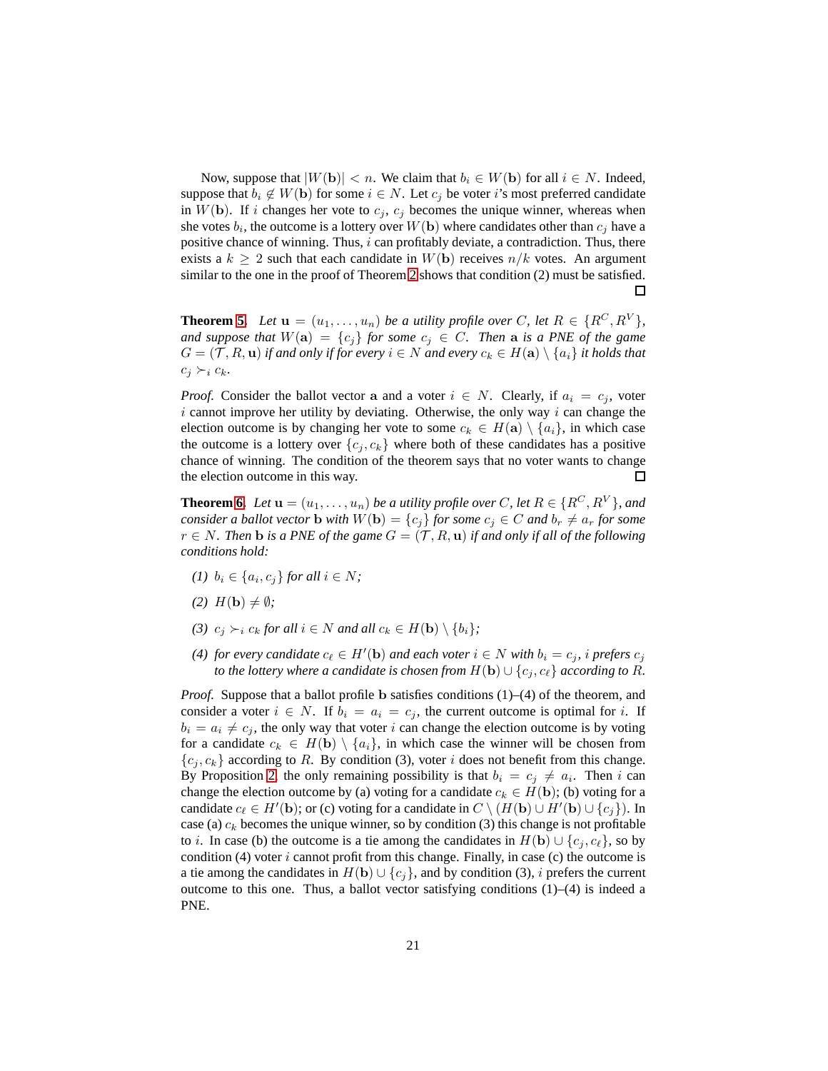Now, suppose that $|W(\mathbf{b})| < n$. We claim that $b_i \in W(\mathbf{b})$ for all $i \in N$. Indeed, suppose that $b_i \notin W(\mathbf{b})$ for some $i \in N$. Let $c_j$ be voter $i$'s most preferred candidate in $W(\mathbf{b})$. If $i$ changes her vote to $c_j$, $c_j$ becomes the unique winner, whereas when she votes $b_i$, the outcome is a lottery over $W(\mathbf{b})$ where candidates other than $c_j$ have a positive chance of winning. Thus, $i$ can profitably deviate, a contradiction. Thus, there exists a $k \geq 2$ such that each candidate in $W(\mathbf{b})$ receives $n/k$ votes. An argument similar to the one in the proof of Theorem 2 shows that condition (2) must be satisfied. □

**Theorem 5.** *Let $\mathbf{u} = (u_1, \ldots, u_n)$ be a utility profile over $C$, let $R \in \{R^C, R^V\}$, and suppose that $W(\mathbf{a}) = \{c_j\}$ for some $c_j \in C$. Then $\mathbf{a}$ is a PNE of the game $G = (\mathcal{T}, R, \mathbf{u})$ if and only if for every $i \in N$ and every $c_k \in H(\mathbf{a}) \setminus \{a_i\}$ it holds that $c_j \succ_i c_k$.*

*Proof.* Consider the ballot vector $\mathbf{a}$ and a voter $i \in N$. Clearly, if $a_i = c_j$, voter $i$ cannot improve her utility by deviating. Otherwise, the only way $i$ can change the election outcome is by changing her vote to some $c_k \in H(\mathbf{a}) \setminus \{a_i\}$, in which case the outcome is a lottery over $\{c_j, c_k\}$ where both of these candidates has a positive chance of winning. The condition of the theorem says that no voter wants to change the election outcome in this way. □

**Theorem 6.** *Let $\mathbf{u} = (u_1, \ldots, u_n)$ be a utility profile over $C$, let $R \in \{R^C, R^V\}$, and consider a ballot vector $\mathbf{b}$ with $W(\mathbf{b}) = \{c_j\}$ for some $c_j \in C$ and $b_r \neq a_r$ for some $r \in N$. Then $\mathbf{b}$ is a PNE of the game $G = (\mathcal{T}, R, \mathbf{u})$ if and only if all of the following conditions hold:*

*(1) $b_i \in \{a_i, c_j\}$ for all $i \in N$;*

*(2) $H(\mathbf{b}) \neq \emptyset$;*

*(3) $c_j \succ_i c_k$ for all $i \in N$ and all $c_k \in H(\mathbf{b}) \setminus \{b_i\}$;*

*(4) for every candidate $c_\ell \in H'(\mathbf{b})$ and each voter $i \in N$ with $b_i = c_j$, $i$ prefers $c_j$ to the lottery where a candidate is chosen from $H(\mathbf{b}) \cup \{c_j, c_\ell\}$ according to $R$.*

*Proof.* Suppose that a ballot profile $\mathbf{b}$ satisfies conditions (1)–(4) of the theorem, and consider a voter $i \in N$. If $b_i = a_i = c_j$, the current outcome is optimal for $i$. If $b_i = a_i \neq c_j$, the only way that voter $i$ can change the election outcome is by voting for a candidate $c_k \in H(\mathbf{b}) \setminus \{a_i\}$, in which case the winner will be chosen from $\{c_j, c_k\}$ according to $R$. By condition (3), voter $i$ does not benefit from this change. By Proposition 2, the only remaining possibility is that $b_i = c_j \neq a_i$. Then $i$ can change the election outcome by (a) voting for a candidate $c_k \in H(\mathbf{b})$; (b) voting for a candidate $c_\ell \in H'(\mathbf{b})$; or (c) voting for a candidate in $C \setminus (H(\mathbf{b}) \cup H'(\mathbf{b}) \cup \{c_j\})$. In case (a) $c_k$ becomes the unique winner, so by condition (3) this change is not profitable to $i$. In case (b) the outcome is a tie among the candidates in $H(\mathbf{b}) \cup \{c_j, c_\ell\}$, so by condition (4) voter $i$ cannot profit from this change. Finally, in case (c) the outcome is a tie among the candidates in $H(\mathbf{b}) \cup \{c_j\}$, and by condition (3), $i$ prefers the current outcome to this one. Thus, a ballot vector satisfying conditions (1)–(4) is indeed a PNE.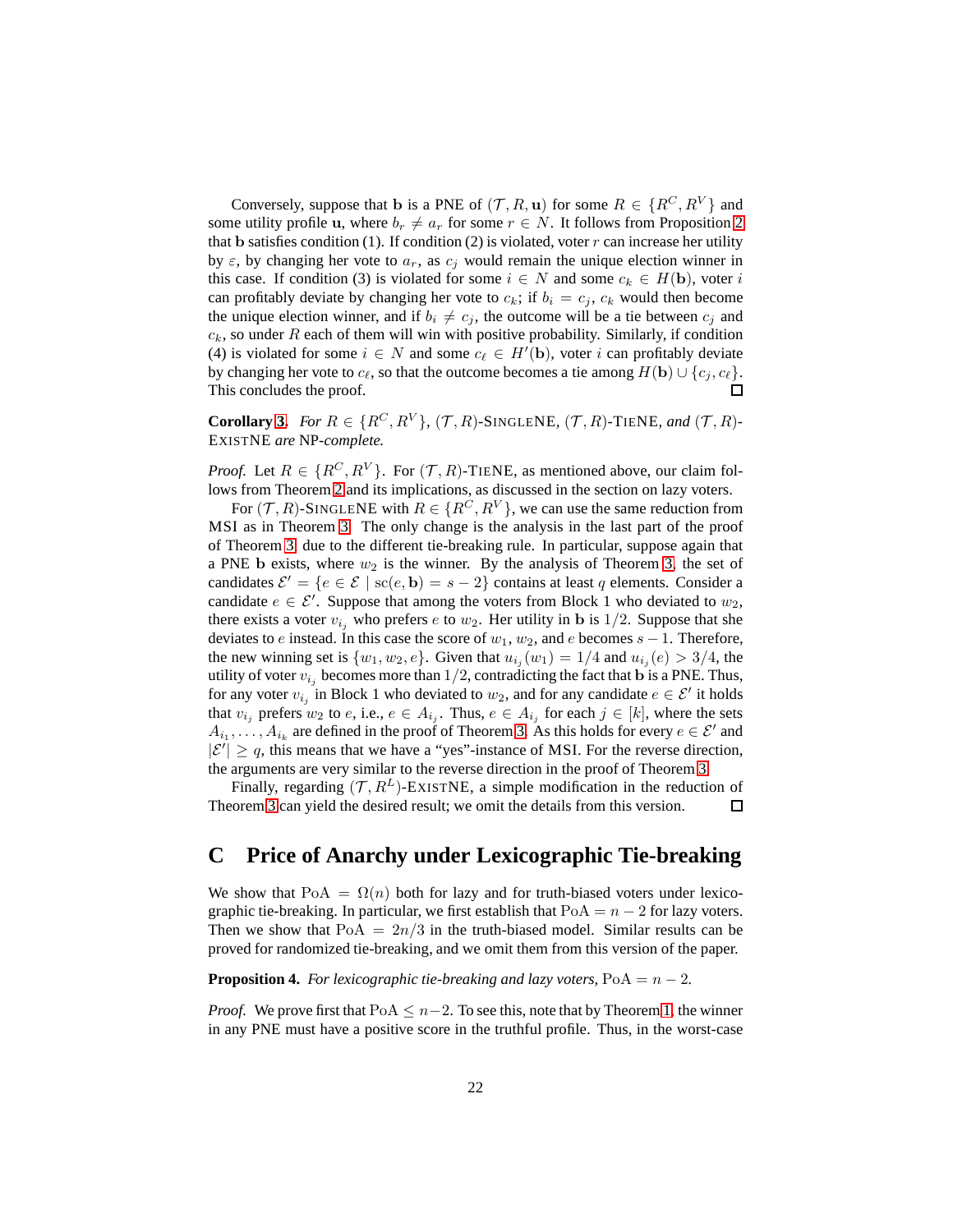Conversely, suppose that $\mathbf{b}$ is a PNE of $(\mathcal{T}, R, \mathbf{u})$ for some $R \in \{R^C, R^V\}$ and some utility profile $\mathbf{u}$, where $b_r \neq a_r$ for some $r \in N$. It follows from Proposition 2 that $\mathbf{b}$ satisfies condition (1). If condition (2) is violated, voter $r$ can increase her utility by $\varepsilon$, by changing her vote to $a_r$, as $c_j$ would remain the unique election winner in this case. If condition (3) is violated for some $i \in N$ and some $c_k \in H(\mathbf{b})$, voter $i$ can profitably deviate by changing her vote to $c_k$; if $b_i = c_j$, $c_k$ would then become the unique election winner, and if $b_i \neq c_j$, the outcome will be a tie between $c_j$ and $c_k$, so under $R$ each of them will win with positive probability. Similarly, if condition (4) is violated for some $i \in N$ and some $c_\ell \in H'(\mathbf{b})$, voter $i$ can profitably deviate by changing her vote to $c_\ell$, so that the outcome becomes a tie among $H(\mathbf{b}) \cup \{c_j, c_\ell\}$. This concludes the proof. ☐

**Corollary 3.** *For $R \in \{R^C, R^V\}$, $(\mathcal{T}, R)$-SINGLENE, $(\mathcal{T}, R)$-TIENE, and $(\mathcal{T}, R)$-EXISTNE are NP-complete.*

*Proof.* Let $R \in \{R^C, R^V\}$. For $(\mathcal{T}, R)$-TIENE, as mentioned above, our claim follows from Theorem 2 and its implications, as discussed in the section on lazy voters.

For $(\mathcal{T}, R)$-SINGLENE with $R \in \{R^C, R^V\}$, we can use the same reduction from MSI as in Theorem 3. The only change is the analysis in the last part of the proof of Theorem 3, due to the different tie-breaking rule. In particular, suppose again that a PNE $\mathbf{b}$ exists, where $w_2$ is the winner. By the analysis of Theorem 3, the set of candidates $\mathcal{E}' = \{e \in \mathcal{E} \mid \text{sc}(e, \mathbf{b}) = s - 2\}$ contains at least $q$ elements. Consider a candidate $e \in \mathcal{E}'$. Suppose that among the voters from Block 1 who deviated to $w_2$, there exists a voter $v_{i_j}$ who prefers $e$ to $w_2$. Her utility in $\mathbf{b}$ is $1/2$. Suppose that she deviates to $e$ instead. In this case the score of $w_1$, $w_2$, and $e$ becomes $s - 1$. Therefore, the new winning set is $\{w_1, w_2, e\}$. Given that $u_{i_j}(w_1) = 1/4$ and $u_{i_j}(e) > 3/4$, the utility of voter $v_{i_j}$ becomes more than $1/2$, contradicting the fact that $\mathbf{b}$ is a PNE. Thus, for any voter $v_{i_j}$ in Block 1 who deviated to $w_2$, and for any candidate $e \in \mathcal{E}'$ it holds that $v_{i_j}$ prefers $w_2$ to $e$, i.e., $e \in A_{i_j}$. Thus, $e \in A_{i_j}$ for each $j \in [k]$, where the sets $A_{i_1}, \ldots, A_{i_k}$ are defined in the proof of Theorem 3. As this holds for every $e \in \mathcal{E}'$ and $|\mathcal{E}'| \geq q$, this means that we have a "yes"-instance of MSI. For the reverse direction, the arguments are very similar to the reverse direction in the proof of Theorem 3.

Finally, regarding $(\mathcal{T}, R^L)$-EXISTNE, a simple modification in the reduction of Theorem 3 can yield the desired result; we omit the details from this version. ☐

# C Price of Anarchy under Lexicographic Tie-breaking

We show that $\text{PoA} = \Omega(n)$ both for lazy and for truth-biased voters under lexicographic tie-breaking. In particular, we first establish that $\text{PoA} = n - 2$ for lazy voters. Then we show that $\text{PoA} = 2n/3$ in the truth-biased model. Similar results can be proved for randomized tie-breaking, and we omit them from this version of the paper.

**Proposition 4.** *For lexicographic tie-breaking and lazy voters, $\text{PoA} = n - 2$.*

*Proof.* We prove first that $\text{PoA} \leq n-2$. To see this, note that by Theorem 1, the winner in any PNE must have a positive score in the truthful profile. Thus, in the worst-case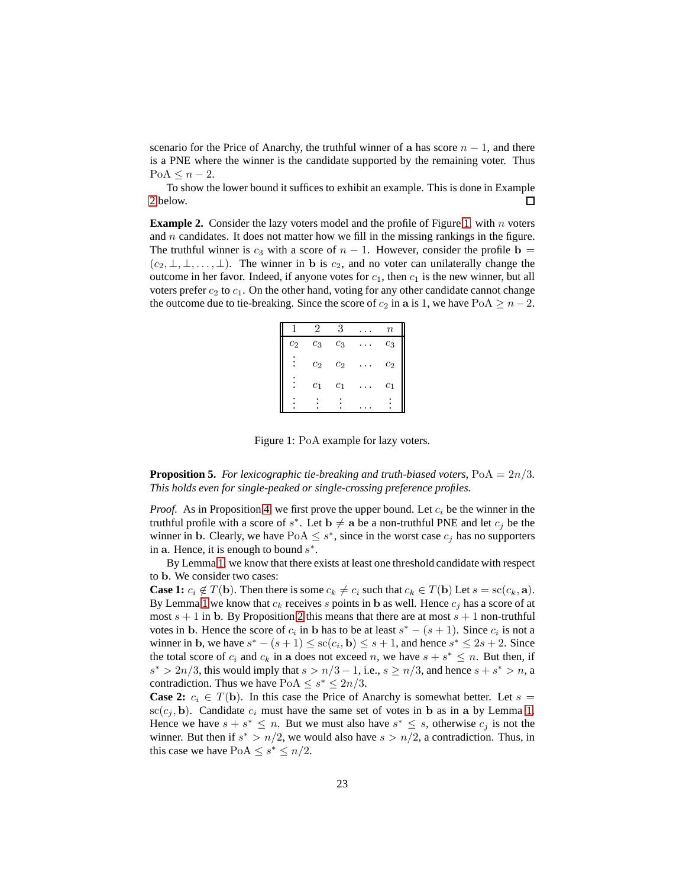scenario for the Price of Anarchy, the truthful winner of $\mathbf{a}$ has score $n-1$, and there is a PNE where the winner is the candidate supported by the remaining voter. Thus $\text{PoA} \leq n-2$.

To show the lower bound it suffices to exhibit an example. This is done in Example 2 below. □

**Example 2.** Consider the lazy voters model and the profile of Figure 1, with $n$ voters and $n$ candidates. It does not matter how we fill in the missing rankings in the figure. The truthful winner is $c_3$ with a score of $n-1$. However, consider the profile $\mathbf{b} = (c_2, \perp, \perp, \ldots, \perp)$. The winner in $\mathbf{b}$ is $c_2$, and no voter can unilaterally change the outcome in her favor. Indeed, if anyone votes for $c_1$, then $c_1$ is the new winner, but all voters prefer $c_2$ to $c_1$. On the other hand, voting for any other candidate cannot change the outcome due to tie-breaking. Since the score of $c_2$ in $\mathbf{a}$ is 1, we have $\text{PoA} \geq n-2$.

| 1 | 2 | 3 | ... | $n$ |
|---|---|---|---|---|
| $c_2$ | $c_3$ | $c_3$ | ... | $c_3$ |
| $\vdots$ | $c_2$ | $c_2$ | ... | $c_2$ |
| $\vdots$ | $c_1$ | $c_1$ | ... | $c_1$ |
| $\vdots$ | $\vdots$ | $\vdots$ | ... | $\vdots$ |

Figure 1: PoA example for lazy voters.

**Proposition 5.** *For lexicographic tie-breaking and truth-biased voters,* $\text{PoA} = 2n/3$*. This holds even for single-peaked or single-crossing preference profiles.*

*Proof.* As in Proposition 4, we first prove the upper bound. Let $c_i$ be the winner in the truthful profile with a score of $s^*$. Let $\mathbf{b} \neq \mathbf{a}$ be a non-truthful PNE and let $c_j$ be the winner in $\mathbf{b}$. Clearly, we have $\text{PoA} \leq s^*$, since in the worst case $c_j$ has no supporters in $\mathbf{a}$. Hence, it is enough to bound $s^*$.

By Lemma 1, we know that there exists at least one threshold candidate with respect to $\mathbf{b}$. We consider two cases:

**Case 1:** $c_i \notin T(\mathbf{b})$. Then there is some $c_k \neq c_i$ such that $c_k \in T(\mathbf{b})$ Let $s = \text{sc}(c_k, \mathbf{a})$. By Lemma 1 we know that $c_k$ receives $s$ points in $\mathbf{b}$ as well. Hence $c_j$ has a score of at most $s+1$ in $\mathbf{b}$. By Proposition 2 this means that there are at most $s+1$ non-truthful votes in $\mathbf{b}$. Hence the score of $c_i$ in $\mathbf{b}$ has to be at least $s^* - (s+1)$. Since $c_i$ is not a winner in $\mathbf{b}$, we have $s^* - (s+1) \leq \text{sc}(c_i, \mathbf{b}) \leq s+1$, and hence $s^* \leq 2s+2$. Since the total score of $c_i$ and $c_k$ in $\mathbf{a}$ does not exceed $n$, we have $s + s^* \leq n$. But then, if $s^* > 2n/3$, this would imply that $s > n/3 - 1$, i.e., $s \geq n/3$, and hence $s + s^* > n$, a contradiction. Thus we have $\text{PoA} \leq s^* \leq 2n/3$.

**Case 2:** $c_i \in T(\mathbf{b})$. In this case the Price of Anarchy is somewhat better. Let $s = \text{sc}(c_j, \mathbf{b})$. Candidate $c_i$ must have the same set of votes in $\mathbf{b}$ as in $\mathbf{a}$ by Lemma 1. Hence we have $s + s^* \leq n$. But we must also have $s^* \leq s$, otherwise $c_j$ is not the winner. But then if $s^* > n/2$, we would also have $s > n/2$, a contradiction. Thus, in this case we have $\text{PoA} \leq s^* \leq n/2$.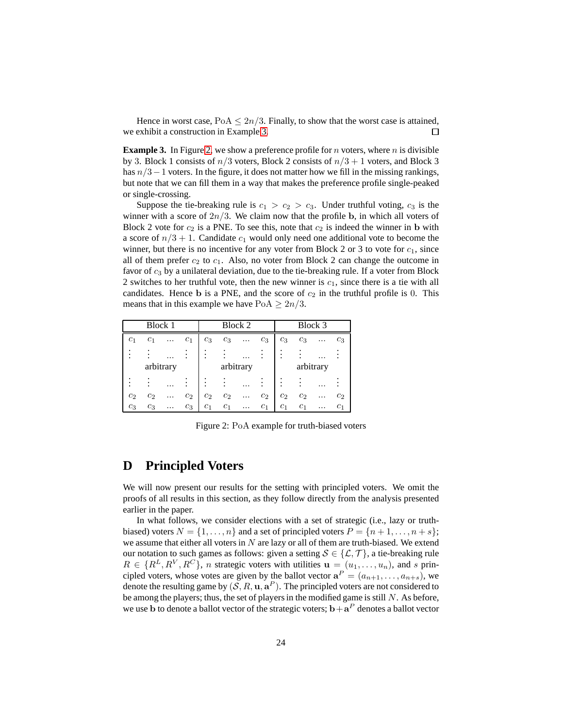Hence in worst case, $\text{PoA} \leq 2n/3$. Finally, to show that the worst case is attained, we exhibit a construction in Example 3. $\square$

**Example 3.** In Figure 2, we show a preference profile for $n$ voters, where $n$ is divisible by 3. Block 1 consists of $n/3$ voters, Block 2 consists of $n/3+1$ voters, and Block 3 has $n/3-1$ voters. In the figure, it does not matter how we fill in the missing rankings, but note that we can fill them in a way that makes the preference profile single-peaked or single-crossing.

Suppose the tie-breaking rule is $c_1 > c_2 > c_3$. Under truthful voting, $c_3$ is the winner with a score of $2n/3$. We claim now that the profile $\mathbf{b}$, in which all voters of Block 2 vote for $c_2$ is a PNE. To see this, note that $c_2$ is indeed the winner in $\mathbf{b}$ with a score of $n/3+1$. Candidate $c_1$ would only need one additional vote to become the winner, but there is no incentive for any voter from Block 2 or 3 to vote for $c_1$, since all of them prefer $c_2$ to $c_1$. Also, no voter from Block 2 can change the outcome in favor of $c_3$ by a unilateral deviation, due to the tie-breaking rule. If a voter from Block 2 switches to her truthful vote, then the new winner is $c_1$, since there is a tie with all candidates. Hence $\mathbf{b}$ is a PNE, and the score of $c_2$ in the truthful profile is 0. This means that in this example we have $\text{PoA} \geq 2n/3$.

| Block 1 | | | | Block 2 | | | | Block 3 | | | |
|---|---|---|---|---|---|---|---|---|---|---|---|
| $c_1$ | $c_1$ | ... | $c_1$ | $c_3$ | $c_3$ | ... | $c_3$ | $c_3$ | $c_3$ | ... | $c_3$ |
| $\vdots$ | $\vdots$ | ... | $\vdots$ | $\vdots$ | $\vdots$ | ... | $\vdots$ | $\vdots$ | $\vdots$ | ... | $\vdots$ |
| arbitrary | | | | arbitrary | | | | arbitrary | | | |
| $\vdots$ | $\vdots$ | ... | $\vdots$ | $\vdots$ | $\vdots$ | ... | $\vdots$ | $\vdots$ | $\vdots$ | ... | $\vdots$ |
| $c_2$ | $c_2$ | ... | $c_2$ | $c_2$ | $c_2$ | ... | $c_2$ | $c_2$ | $c_2$ | ... | $c_2$ |
| $c_3$ | $c_3$ | ... | $c_3$ | $c_1$ | $c_1$ | ... | $c_1$ | $c_1$ | $c_1$ | ... | $c_1$ |

Figure 2: PoA example for truth-biased voters

# D Principled Voters

We will now present our results for the setting with principled voters. We omit the proofs of all results in this section, as they follow directly from the analysis presented earlier in the paper.

In what follows, we consider elections with a set of strategic (i.e., lazy or truth-biased) voters $N = \{1, \ldots, n\}$ and a set of principled voters $P = \{n+1, \ldots, n+s\}$; we assume that either all voters in $N$ are lazy or all of them are truth-biased. We extend our notation to such games as follows: given a setting $\mathcal{S} \in \{\mathcal{L}, \mathcal{T}\}$, a tie-breaking rule $R \in \{R^L, R^V, R^C\}$, $n$ strategic voters with utilities $\mathbf{u} = (u_1, \ldots, u_n)$, and $s$ principled voters, whose votes are given by the ballot vector $\mathbf{a}^P = (a_{n+1}, \ldots, a_{n+s})$, we denote the resulting game by $(\mathcal{S}, R, \mathbf{u}, \mathbf{a}^P)$. The principled voters are not considered to be among the players; thus, the set of players in the modified game is still $N$. As before, we use $\mathbf{b}$ to denote a ballot vector of the strategic voters; $\mathbf{b}+\mathbf{a}^P$ denotes a ballot vector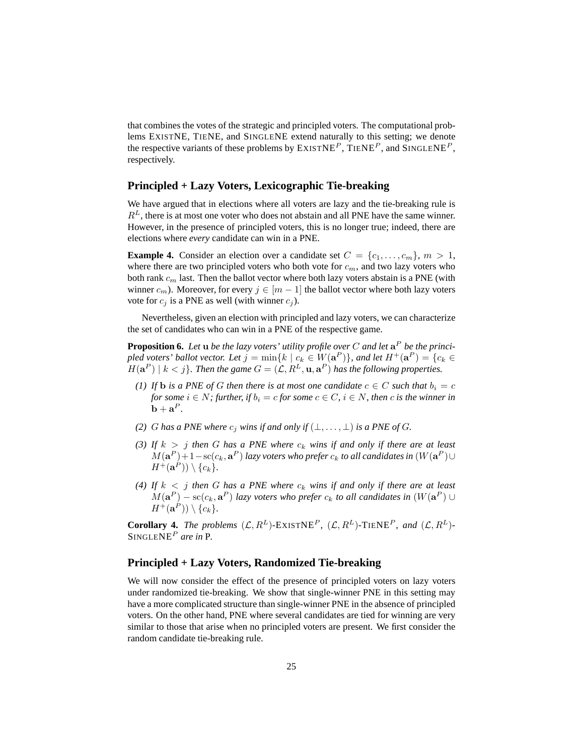that combines the votes of the strategic and principled voters. The computational problems EXISTNE, TIENE, and SINGLENE extend naturally to this setting; we denote the respective variants of these problems by EXISTNE$^P$, TIENE$^P$, and SINGLENE$^P$, respectively.

## Principled + Lazy Voters, Lexicographic Tie-breaking

We have argued that in elections where all voters are lazy and the tie-breaking rule is $R^L$, there is at most one voter who does not abstain and all PNE have the same winner. However, in the presence of principled voters, this is no longer true; indeed, there are elections where *every* candidate can win in a PNE.

**Example 4.** Consider an election over a candidate set $C = \{c_1, \dots, c_m\}$, $m > 1$, where there are two principled voters who both vote for $c_m$, and two lazy voters who both rank $c_m$ last. Then the ballot vector where both lazy voters abstain is a PNE (with winner $c_m$). Moreover, for every $j \in [m-1]$ the ballot vector where both lazy voters vote for $c_j$ is a PNE as well (with winner $c_j$).

Nevertheless, given an election with principled and lazy voters, we can characterize the set of candidates who can win in a PNE of the respective game.

**Proposition 6.** *Let* $\mathbf{u}$ *be the lazy voters' utility profile over* $C$ *and let* $\mathbf{a}^P$ *be the principled voters' ballot vector. Let* $j = \min\{k \mid c_k \in W(\mathbf{a}^P)\}$*, and let* $H^+(\mathbf{a}^P) = \{c_k \in H(\mathbf{a}^P) \mid k < j\}$*. Then the game* $G = (\mathcal{L}, R^L, \mathbf{u}, \mathbf{a}^P)$ *has the following properties.*

*(1) If* $\mathbf{b}$ *is a PNE of* $G$ *then there is at most one candidate* $c \in C$ *such that* $b_i = c$ *for some* $i \in N$*; further, if* $b_i = c$ *for some* $c \in C$*,* $i \in N$*, then* $c$ *is the winner in* $\mathbf{b} + \mathbf{a}^P$*.*

*(2)* $G$ *has a PNE where* $c_j$ *wins if and only if* $(\perp, \dots, \perp)$ *is a PNE of* $G$*.*

*(3) If* $k > j$ *then* $G$ *has a PNE where* $c_k$ *wins if and only if there are at least* $M(\mathbf{a}^P) + 1 - \mathrm{sc}(c_k, \mathbf{a}^P)$ *lazy voters who prefer* $c_k$ *to all candidates in* $(W(\mathbf{a}^P) \cup H^+(\mathbf{a}^P)) \setminus \{c_k\}$*.*

*(4) If* $k < j$ *then* $G$ *has a PNE where* $c_k$ *wins if and only if there are at least* $M(\mathbf{a}^P) - \mathrm{sc}(c_k, \mathbf{a}^P)$ *lazy voters who prefer* $c_k$ *to all candidates in* $(W(\mathbf{a}^P) \cup H^+(\mathbf{a}^P)) \setminus \{c_k\}$*.*

**Corollary 4.** *The problems* $(\mathcal{L}, R^L)$*-EXISTNE*$^P$*,* $(\mathcal{L}, R^L)$*-TIENE*$^P$*, and* $(\mathcal{L}, R^L)$*-SINGLENE*$^P$ *are in* P*.*

## Principled + Lazy Voters, Randomized Tie-breaking

We will now consider the effect of the presence of principled voters on lazy voters under randomized tie-breaking. We show that single-winner PNE in this setting may have a more complicated structure than single-winner PNE in the absence of principled voters. On the other hand, PNE where several candidates are tied for winning are very similar to those that arise when no principled voters are present. We first consider the random candidate tie-breaking rule.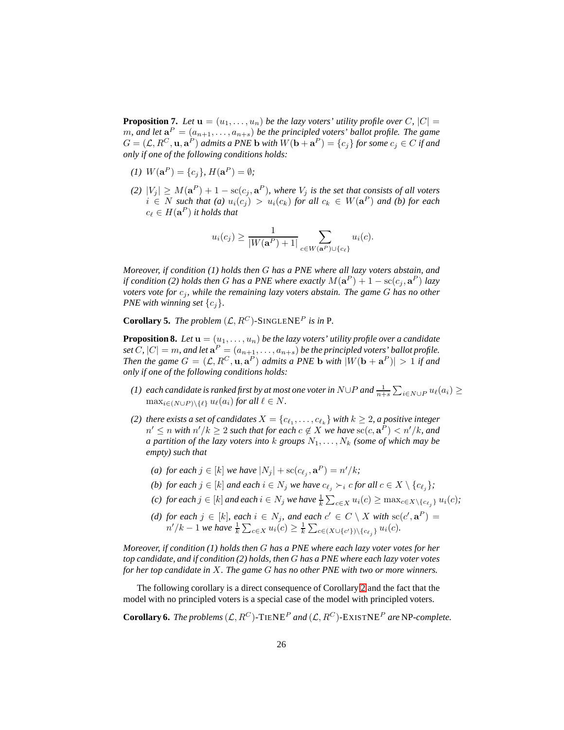**Proposition 7.** *Let $\mathbf{u} = (u_1, \ldots, u_n)$ be the lazy voters' utility profile over $C$, $|C| = m$, and let $\mathbf{a}^P = (a_{n+1}, \ldots, a_{n+s})$ be the principled voters' ballot profile. The game $G = (\mathcal{L}, R^C, \mathbf{u}, \mathbf{a}^P)$ admits a PNE $\mathbf{b}$ with $W(\mathbf{b} + \mathbf{a}^P) = \{c_j\}$ for some $c_j \in C$ if and only if one of the following conditions holds:*

*(1) $W(\mathbf{a}^P) = \{c_j\}$, $H(\mathbf{a}^P) = \emptyset$;*

*(2) $|V_j| \geq M(\mathbf{a}^P) + 1 - \mathrm{sc}(c_j, \mathbf{a}^P)$, where $V_j$ is the set that consists of all voters $i \in N$ such that (a) $u_i(c_j) > u_i(c_k)$ for all $c_k \in W(\mathbf{a}^P)$ and (b) for each $c_\ell \in H(\mathbf{a}^P)$ it holds that*

$$u_i(c_j) \geq \frac{1}{|W(\mathbf{a}^P) + 1|} \sum_{c \in W(\mathbf{a}^P) \cup \{c_\ell\}} u_i(c).$$

*Moreover, if condition (1) holds then $G$ has a PNE where all lazy voters abstain, and if condition (2) holds then $G$ has a PNE where exactly $M(\mathbf{a}^P) + 1 - \mathrm{sc}(c_j, \mathbf{a}^P)$ lazy voters vote for $c_j$, while the remaining lazy voters abstain. The game $G$ has no other PNE with winning set $\{c_j\}$.*

**Corollary 5.** *The problem $(\mathcal{L}, R^C)$-SINGLENE$^P$ is in P.*

**Proposition 8.** *Let $\mathbf{u} = (u_1, \ldots, u_n)$ be the lazy voters' utility profile over a candidate set $C$, $|C| = m$, and let $\mathbf{a}^P = (a_{n+1}, \ldots, a_{n+s})$ be the principled voters' ballot profile. Then the game $G = (\mathcal{L}, R^C, \mathbf{u}, \mathbf{a}^P)$ admits a PNE $\mathbf{b}$ with $|W(\mathbf{b} + \mathbf{a}^P)| > 1$ if and only if one of the following conditions holds:*

*(1) each candidate is ranked first by at most one voter in $N \cup P$ and $\frac{1}{n+s} \sum_{i \in N \cup P} u_\ell(a_i) \geq \max_{i \in (N \cup P) \setminus \{\ell\}} u_\ell(a_i)$ for all $\ell \in N$.*

*(2) there exists a set of candidates $X = \{c_{\ell_1}, \ldots, c_{\ell_k}\}$ with $k \geq 2$, a positive integer $n' \leq n$ with $n'/k \geq 2$ such that for each $c \notin X$ we have $\mathrm{sc}(c, \mathbf{a}^P) < n'/k$, and a partition of the lazy voters into $k$ groups $N_1, \ldots, N_k$ (some of which may be empty) such that*

*(a) for each $j \in [k]$ we have $|N_j| + \mathrm{sc}(c_{\ell_j}, \mathbf{a}^P) = n'/k$;*

*(b) for each $j \in [k]$ and each $i \in N_j$ we have $c_{\ell_j} \succ_i c$ for all $c \in X \setminus \{c_{\ell_j}\}$;*

*(c) for each $j \in [k]$ and each $i \in N_j$ we have $\frac{1}{k} \sum_{c \in X} u_i(c) \geq \max_{c \in X \setminus \{c_{\ell_j}\}} u_i(c)$;*

*(d) for each $j \in [k]$, each $i \in N_j$, and each $c' \in C \setminus X$ with $\mathrm{sc}(c', \mathbf{a}^P) = n'/k - 1$ we have $\frac{1}{k} \sum_{c \in X} u_i(c) \geq \frac{1}{k} \sum_{c \in (X \cup \{c'\}) \setminus \{c_{\ell_j}\}} u_i(c)$.*

*Moreover, if condition (1) holds then $G$ has a PNE where each lazy voter votes for her top candidate, and if condition (2) holds, then $G$ has a PNE where each lazy voter votes for her top candidate in $X$. The game $G$ has no other PNE with two or more winners.*

The following corollary is a direct consequence of Corollary 2 and the fact that the model with no principled voters is a special case of the model with principled voters.

**Corollary 6.** *The problems $(\mathcal{L}, R^C)$-TIENE$^P$ and $(\mathcal{L}, R^C)$-EXISTNE$^P$ are NP-complete.*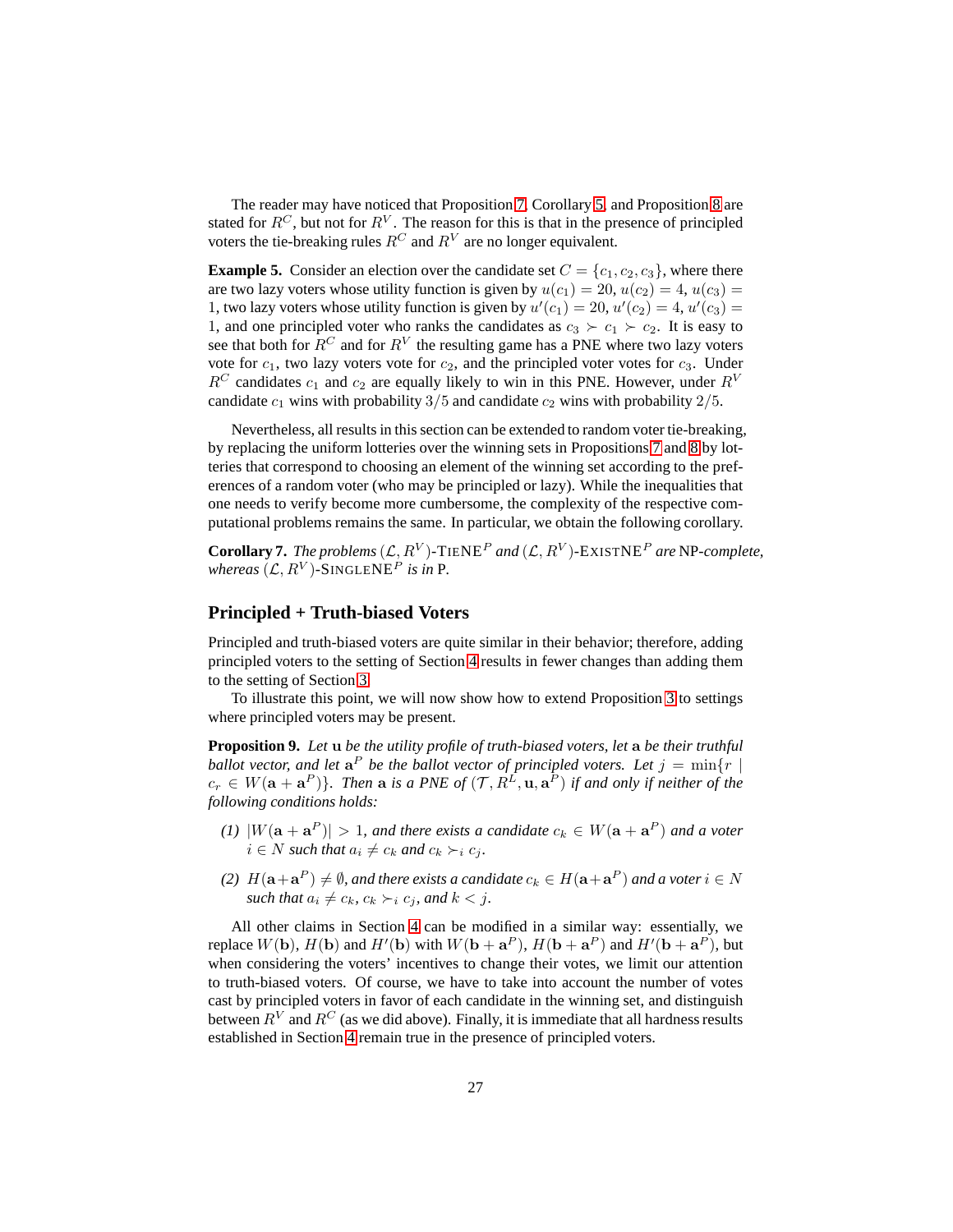The reader may have noticed that Proposition 7, Corollary 5, and Proposition 8 are stated for $R^C$, but not for $R^V$. The reason for this is that in the presence of principled voters the tie-breaking rules $R^C$ and $R^V$ are no longer equivalent.

**Example 5.** Consider an election over the candidate set $C = \{c_1, c_2, c_3\}$, where there are two lazy voters whose utility function is given by $u(c_1) = 20$, $u(c_2) = 4$, $u(c_3) = 1$, two lazy voters whose utility function is given by $u'(c_1) = 20$, $u'(c_2) = 4$, $u'(c_3) = 1$, and one principled voter who ranks the candidates as $c_3 \succ c_1 \succ c_2$. It is easy to see that both for $R^C$ and for $R^V$ the resulting game has a PNE where two lazy voters vote for $c_1$, two lazy voters vote for $c_2$, and the principled voter votes for $c_3$. Under $R^C$ candidates $c_1$ and $c_2$ are equally likely to win in this PNE. However, under $R^V$ candidate $c_1$ wins with probability $3/5$ and candidate $c_2$ wins with probability $2/5$.

Nevertheless, all results in this section can be extended to random voter tie-breaking, by replacing the uniform lotteries over the winning sets in Propositions 7 and 8 by lotteries that correspond to choosing an element of the winning set according to the preferences of a random voter (who may be principled or lazy). While the inequalities that one needs to verify become more cumbersome, the complexity of the respective computational problems remains the same. In particular, we obtain the following corollary.

**Corollary 7.** *The problems* $(\mathcal{L}, R^V)$-TIENE$^P$ *and* $(\mathcal{L}, R^V)$-EXISTNE$^P$ *are* NP-*complete, whereas* $(\mathcal{L}, R^V)$-SINGLENE$^P$ *is in* P.

## Principled + Truth-biased Voters

Principled and truth-biased voters are quite similar in their behavior; therefore, adding principled voters to the setting of Section 4 results in fewer changes than adding them to the setting of Section 3.

To illustrate this point, we will now show how to extend Proposition 3 to settings where principled voters may be present.

**Proposition 9.** *Let* $\mathbf{u}$ *be the utility profile of truth-biased voters, let* $\mathbf{a}$ *be their truthful ballot vector, and let* $\mathbf{a}^P$ *be the ballot vector of principled voters. Let* $j = \min\{r \mid c_r \in W(\mathbf{a} + \mathbf{a}^P)\}$. *Then* $\mathbf{a}$ *is a PNE of* $(\mathcal{T}, R^L, \mathbf{u}, \mathbf{a}^P)$ *if and only if neither of the following conditions holds:*

*(1)* $|W(\mathbf{a} + \mathbf{a}^P)| > 1$, *and there exists a candidate* $c_k \in W(\mathbf{a} + \mathbf{a}^P)$ *and a voter* $i \in N$ *such that* $a_i \neq c_k$ *and* $c_k \succ_i c_j$.

*(2)* $H(\mathbf{a}+\mathbf{a}^P) \neq \emptyset$, *and there exists a candidate* $c_k \in H(\mathbf{a}+\mathbf{a}^P)$ *and a voter* $i \in N$ *such that* $a_i \neq c_k$, $c_k \succ_i c_j$, *and* $k < j$.

All other claims in Section 4 can be modified in a similar way: essentially, we replace $W(\mathbf{b})$, $H(\mathbf{b})$ and $H'(\mathbf{b})$ with $W(\mathbf{b} + \mathbf{a}^P)$, $H(\mathbf{b} + \mathbf{a}^P)$ and $H'(\mathbf{b} + \mathbf{a}^P)$, but when considering the voters' incentives to change their votes, we limit our attention to truth-biased voters. Of course, we have to take into account the number of votes cast by principled voters in favor of each candidate in the winning set, and distinguish between $R^V$ and $R^C$ (as we did above). Finally, it is immediate that all hardness results established in Section 4 remain true in the presence of principled voters.